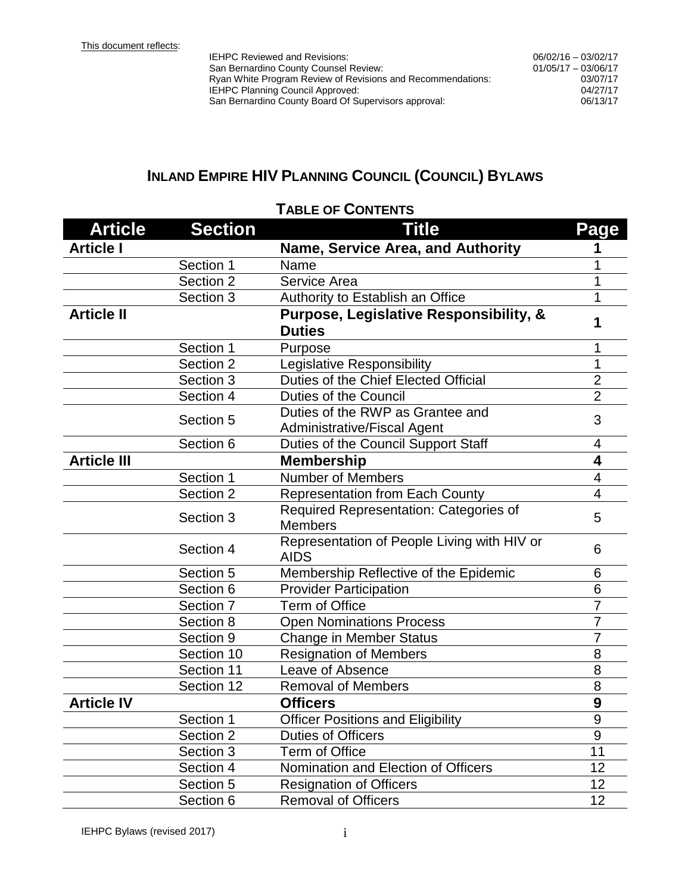This document reflects:

| | |
|---|---|
| IEHPC Reviewed and Revisions: | 06/02/16 – 03/02/17 |
| San Bernardino County Counsel Review: | 01/05/17 – 03/06/17 |
| Ryan White Program Review of Revisions and Recommendations: | 03/07/17 |
| IEHPC Planning Council Approved: | 04/27/17 |
| San Bernardino County Board Of Supervisors approval: | 06/13/17 |

# INLAND EMPIRE HIV PLANNING COUNCIL (COUNCIL) BYLAWS

## TABLE OF CONTENTS

| Article | Section | Title | Page |
|---|---|---|---|
| **Article I** | | **Name, Service Area, and Authority** | **1** |
| | Section 1 | Name | 1 |
| | Section 2 | Service Area | 1 |
| | Section 3 | Authority to Establish an Office | 1 |
| **Article II** | | **Purpose, Legislative Responsibility, & Duties** | **1** |
| | Section 1 | Purpose | 1 |
| | Section 2 | Legislative Responsibility | 1 |
| | Section 3 | Duties of the Chief Elected Official | 2 |
| | Section 4 | Duties of the Council | 2 |
| | Section 5 | Duties of the RWP as Grantee and Administrative/Fiscal Agent | 3 |
| | Section 6 | Duties of the Council Support Staff | 4 |
| **Article III** | | **Membership** | **4** |
| | Section 1 | Number of Members | 4 |
| | Section 2 | Representation from Each County | 4 |
| | Section 3 | Required Representation: Categories of Members | 5 |
| | Section 4 | Representation of People Living with HIV or AIDS | 6 |
| | Section 5 | Membership Reflective of the Epidemic | 6 |
| | Section 6 | Provider Participation | 6 |
| | Section 7 | Term of Office | 7 |
| | Section 8 | Open Nominations Process | 7 |
| | Section 9 | Change in Member Status | 7 |
| | Section 10 | Resignation of Members | 8 |
| | Section 11 | Leave of Absence | 8 |
| | Section 12 | Removal of Members | 8 |
| **Article IV** | | **Officers** | **9** |
| | Section 1 | Officer Positions and Eligibility | 9 |
| | Section 2 | Duties of Officers | 9 |
| | Section 3 | Term of Office | 11 |
| | Section 4 | Nomination and Election of Officers | 12 |
| | Section 5 | Resignation of Officers | 12 |
| | Section 6 | Removal of Officers | 12 |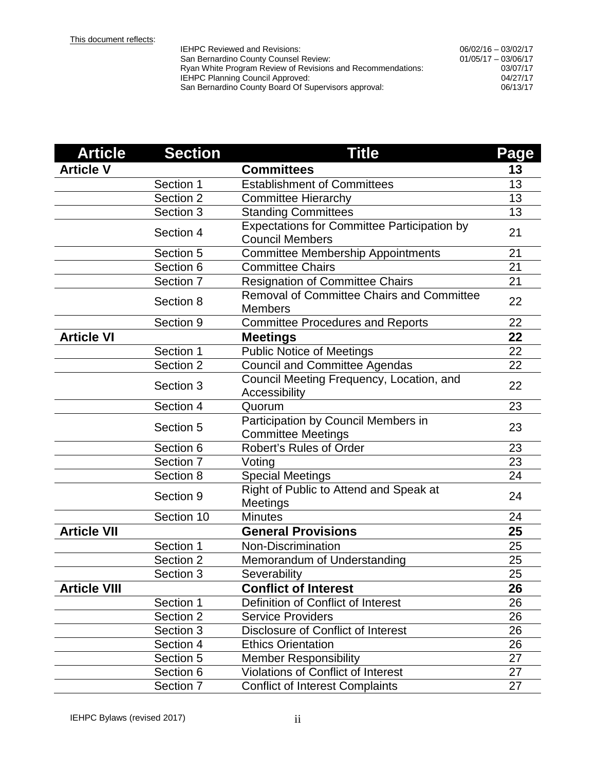This document reflects:

| | |
|---|---|
| IEHPC Reviewed and Revisions: | 06/02/16 – 03/02/17 |
| San Bernardino County Counsel Review: | 01/05/17 – 03/06/17 |
| Ryan White Program Review of Revisions and Recommendations: | 03/07/17 |
| IEHPC Planning Council Approved: | 04/27/17 |
| San Bernardino County Board Of Supervisors approval: | 06/13/17 |

| Article | Section | Title | Page |
|---|---|---|---|
| **Article V** | | **Committees** | **13** |
| | Section 1 | Establishment of Committees | 13 |
| | Section 2 | Committee Hierarchy | 13 |
| | Section 3 | Standing Committees | 13 |
| | Section 4 | Expectations for Committee Participation by Council Members | 21 |
| | Section 5 | Committee Membership Appointments | 21 |
| | Section 6 | Committee Chairs | 21 |
| | Section 7 | Resignation of Committee Chairs | 21 |
| | Section 8 | Removal of Committee Chairs and Committee Members | 22 |
| | Section 9 | Committee Procedures and Reports | 22 |
| **Article VI** | | **Meetings** | **22** |
| | Section 1 | Public Notice of Meetings | 22 |
| | Section 2 | Council and Committee Agendas | 22 |
| | Section 3 | Council Meeting Frequency, Location, and Accessibility | 22 |
| | Section 4 | Quorum | 23 |
| | Section 5 | Participation by Council Members in Committee Meetings | 23 |
| | Section 6 | Robert's Rules of Order | 23 |
| | Section 7 | Voting | 23 |
| | Section 8 | Special Meetings | 24 |
| | Section 9 | Right of Public to Attend and Speak at Meetings | 24 |
| | Section 10 | Minutes | 24 |
| **Article VII** | | **General Provisions** | **25** |
| | Section 1 | Non-Discrimination | 25 |
| | Section 2 | Memorandum of Understanding | 25 |
| | Section 3 | Severability | 25 |
| **Article VIII** | | **Conflict of Interest** | **26** |
| | Section 1 | Definition of Conflict of Interest | 26 |
| | Section 2 | Service Providers | 26 |
| | Section 3 | Disclosure of Conflict of Interest | 26 |
| | Section 4 | Ethics Orientation | 26 |
| | Section 5 | Member Responsibility | 27 |
| | Section 6 | Violations of Conflict of Interest | 27 |
| | Section 7 | Conflict of Interest Complaints | 27 |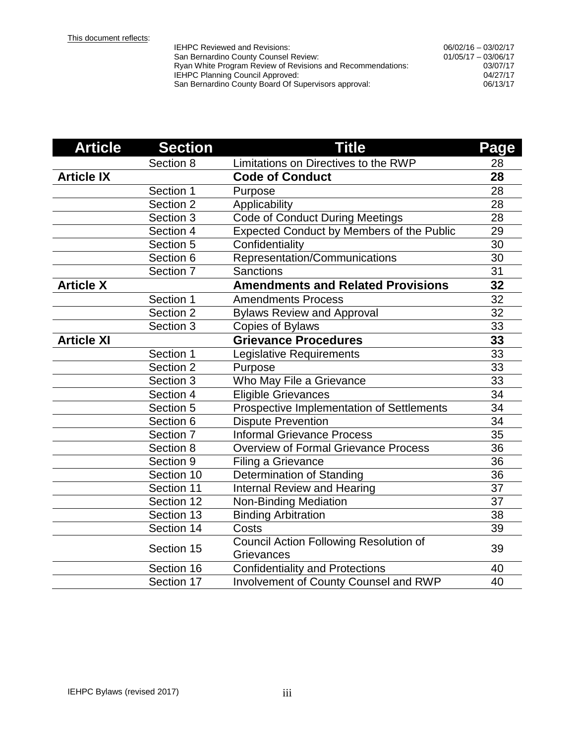This document reflects:

| | |
|---|---|
| IEHPC Reviewed and Revisions: | 06/02/16 – 03/02/17 |
| San Bernardino County Counsel Review: | 01/05/17 – 03/06/17 |
| Ryan White Program Review of Revisions and Recommendations: | 03/07/17 |
| IEHPC Planning Council Approved: | 04/27/17 |
| San Bernardino County Board Of Supervisors approval: | 06/13/17 |

| Article | Section | Title | Page |
|---|---|---|---|
| | Section 8 | Limitations on Directives to the RWP | 28 |
| **Article IX** | | **Code of Conduct** | **28** |
| | Section 1 | Purpose | 28 |
| | Section 2 | Applicability | 28 |
| | Section 3 | Code of Conduct During Meetings | 28 |
| | Section 4 | Expected Conduct by Members of the Public | 29 |
| | Section 5 | Confidentiality | 30 |
| | Section 6 | Representation/Communications | 30 |
| | Section 7 | Sanctions | 31 |
| **Article X** | | **Amendments and Related Provisions** | **32** |
| | Section 1 | Amendments Process | 32 |
| | Section 2 | Bylaws Review and Approval | 32 |
| | Section 3 | Copies of Bylaws | 33 |
| **Article XI** | | **Grievance Procedures** | **33** |
| | Section 1 | Legislative Requirements | 33 |
| | Section 2 | Purpose | 33 |
| | Section 3 | Who May File a Grievance | 33 |
| | Section 4 | Eligible Grievances | 34 |
| | Section 5 | Prospective Implementation of Settlements | 34 |
| | Section 6 | Dispute Prevention | 34 |
| | Section 7 | Informal Grievance Process | 35 |
| | Section 8 | Overview of Formal Grievance Process | 36 |
| | Section 9 | Filing a Grievance | 36 |
| | Section 10 | Determination of Standing | 36 |
| | Section 11 | Internal Review and Hearing | 37 |
| | Section 12 | Non-Binding Mediation | 37 |
| | Section 13 | Binding Arbitration | 38 |
| | Section 14 | Costs | 39 |
| | Section 15 | Council Action Following Resolution of Grievances | 39 |
| | Section 16 | Confidentiality and Protections | 40 |
| | Section 17 | Involvement of County Counsel and RWP | 40 |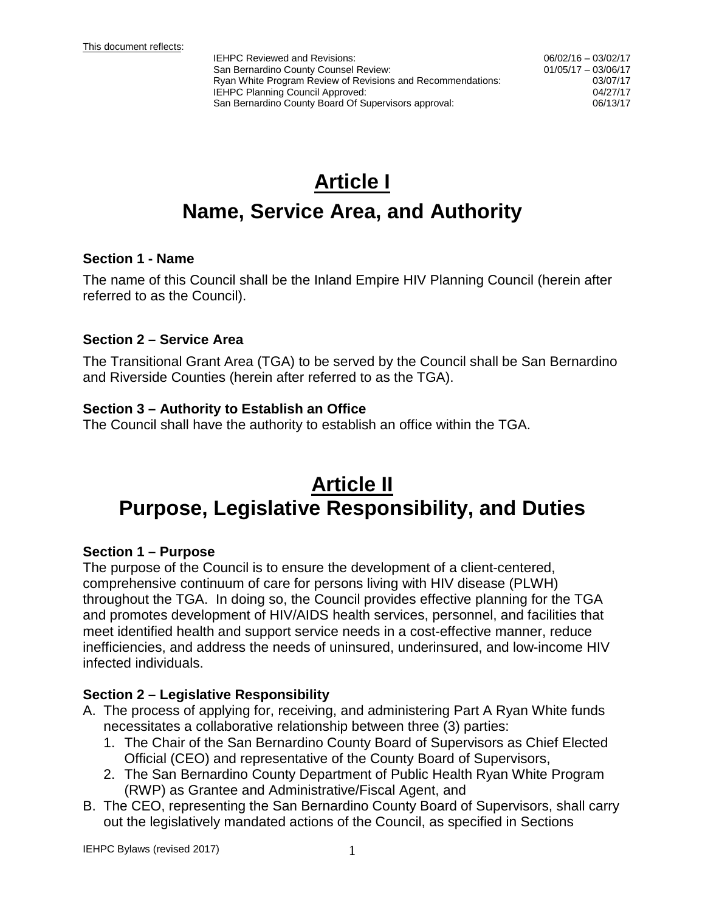This document reflects:

| | |
|---|---|
| IEHPC Reviewed and Revisions: | 06/02/16 – 03/02/17 |
| San Bernardino County Counsel Review: | 01/05/17 – 03/06/17 |
| Ryan White Program Review of Revisions and Recommendations: | 03/07/17 |
| IEHPC Planning Council Approved: | 04/27/17 |
| San Bernardino County Board Of Supervisors approval: | 06/13/17 |

# Article I
# Name, Service Area, and Authority

### Section 1 - Name

The name of this Council shall be the Inland Empire HIV Planning Council (herein after referred to as the Council).

### Section 2 – Service Area

The Transitional Grant Area (TGA) to be served by the Council shall be San Bernardino and Riverside Counties (herein after referred to as the TGA).

### Section 3 – Authority to Establish an Office

The Council shall have the authority to establish an office within the TGA.

# Article II
# Purpose, Legislative Responsibility, and Duties

### Section 1 – Purpose

The purpose of the Council is to ensure the development of a client-centered, comprehensive continuum of care for persons living with HIV disease (PLWH) throughout the TGA. In doing so, the Council provides effective planning for the TGA and promotes development of HIV/AIDS health services, personnel, and facilities that meet identified health and support service needs in a cost-effective manner, reduce inefficiencies, and address the needs of uninsured, underinsured, and low-income HIV infected individuals.

### Section 2 – Legislative Responsibility

A. The process of applying for, receiving, and administering Part A Ryan White funds necessitates a collaborative relationship between three (3) parties:
   1. The Chair of the San Bernardino County Board of Supervisors as Chief Elected Official (CEO) and representative of the County Board of Supervisors,
   2. The San Bernardino County Department of Public Health Ryan White Program (RWP) as Grantee and Administrative/Fiscal Agent, and
B. The CEO, representing the San Bernardino County Board of Supervisors, shall carry out the legislatively mandated actions of the Council, as specified in Sections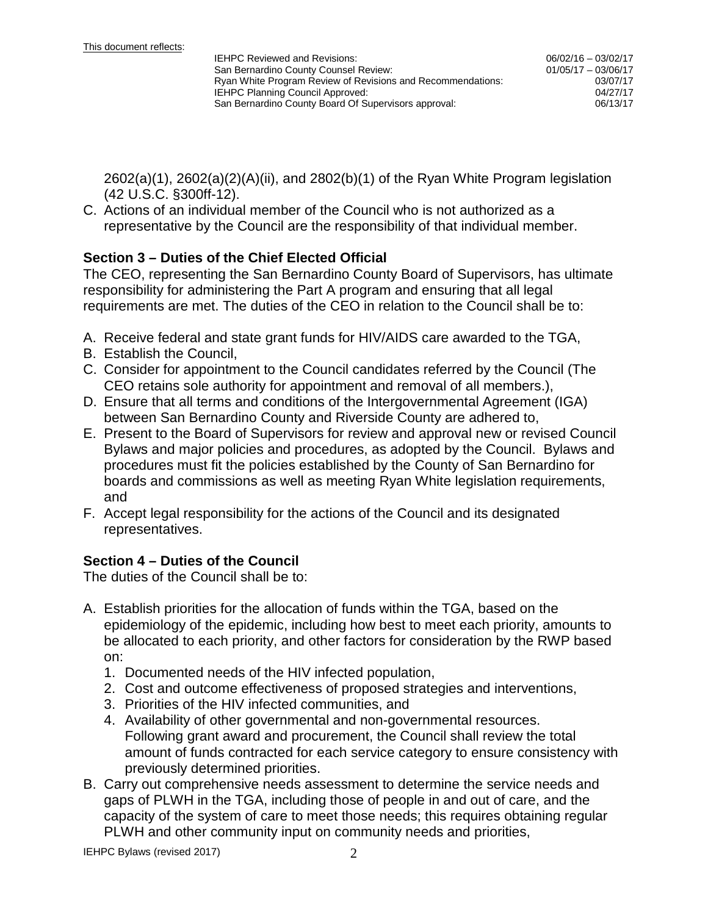2602(a)(1), 2602(a)(2)(A)(ii), and 2802(b)(1) of the Ryan White Program legislation (42 U.S.C. §300ff-12).

C. Actions of an individual member of the Council who is not authorized as a representative by the Council are the responsibility of that individual member.

### Section 3 – Duties of the Chief Elected Official

The CEO, representing the San Bernardino County Board of Supervisors, has ultimate responsibility for administering the Part A program and ensuring that all legal requirements are met. The duties of the CEO in relation to the Council shall be to:

A. Receive federal and state grant funds for HIV/AIDS care awarded to the TGA,
B. Establish the Council,
C. Consider for appointment to the Council candidates referred by the Council (The CEO retains sole authority for appointment and removal of all members.),
D. Ensure that all terms and conditions of the Intergovernmental Agreement (IGA) between San Bernardino County and Riverside County are adhered to,
E. Present to the Board of Supervisors for review and approval new or revised Council Bylaws and major policies and procedures, as adopted by the Council. Bylaws and procedures must fit the policies established by the County of San Bernardino for boards and commissions as well as meeting Ryan White legislation requirements, and
F. Accept legal responsibility for the actions of the Council and its designated representatives.

### Section 4 – Duties of the Council

The duties of the Council shall be to:

A. Establish priorities for the allocation of funds within the TGA, based on the epidemiology of the epidemic, including how best to meet each priority, amounts to be allocated to each priority, and other factors for consideration by the RWP based on:
   1. Documented needs of the HIV infected population,
   2. Cost and outcome effectiveness of proposed strategies and interventions,
   3. Priorities of the HIV infected communities, and
   4. Availability of other governmental and non-governmental resources.
   Following grant award and procurement, the Council shall review the total amount of funds contracted for each service category to ensure consistency with previously determined priorities.
B. Carry out comprehensive needs assessment to determine the service needs and gaps of PLWH in the TGA, including those of people in and out of care, and the capacity of the system of care to meet those needs; this requires obtaining regular PLWH and other community input on community needs and priorities,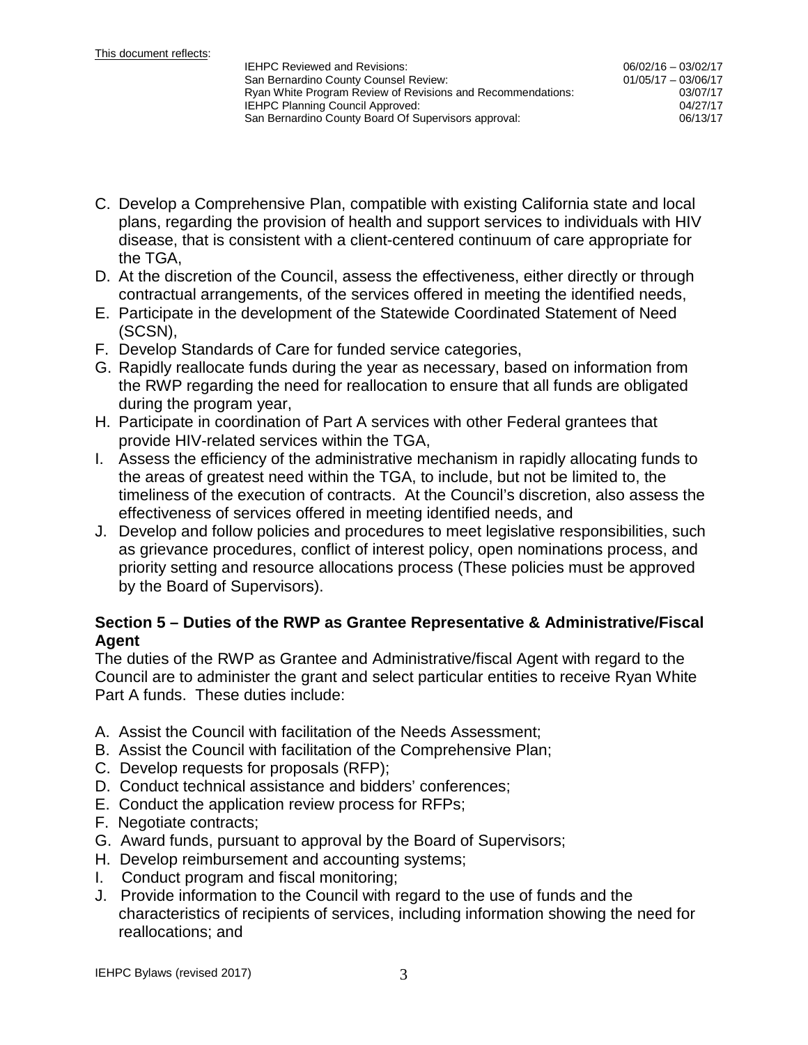This document reflects:

| | |
|---|---|
| IEHPC Reviewed and Revisions: | 06/02/16 – 03/02/17 |
| San Bernardino County Counsel Review: | 01/05/17 – 03/06/17 |
| Ryan White Program Review of Revisions and Recommendations: | 03/07/17 |
| IEHPC Planning Council Approved: | 04/27/17 |
| San Bernardino County Board Of Supervisors approval: | 06/13/17 |

C. Develop a Comprehensive Plan, compatible with existing California state and local plans, regarding the provision of health and support services to individuals with HIV disease, that is consistent with a client-centered continuum of care appropriate for the TGA,
D. At the discretion of the Council, assess the effectiveness, either directly or through contractual arrangements, of the services offered in meeting the identified needs,
E. Participate in the development of the Statewide Coordinated Statement of Need (SCSN),
F. Develop Standards of Care for funded service categories,
G. Rapidly reallocate funds during the year as necessary, based on information from the RWP regarding the need for reallocation to ensure that all funds are obligated during the program year,
H. Participate in coordination of Part A services with other Federal grantees that provide HIV-related services within the TGA,
I. Assess the efficiency of the administrative mechanism in rapidly allocating funds to the areas of greatest need within the TGA, to include, but not be limited to, the timeliness of the execution of contracts. At the Council's discretion, also assess the effectiveness of services offered in meeting identified needs, and
J. Develop and follow policies and procedures to meet legislative responsibilities, such as grievance procedures, conflict of interest policy, open nominations process, and priority setting and resource allocations process (These policies must be approved by the Board of Supervisors).

### Section 5 – Duties of the RWP as Grantee Representative & Administrative/Fiscal Agent

The duties of the RWP as Grantee and Administrative/fiscal Agent with regard to the Council are to administer the grant and select particular entities to receive Ryan White Part A funds. These duties include:

A. Assist the Council with facilitation of the Needs Assessment;
B. Assist the Council with facilitation of the Comprehensive Plan;
C. Develop requests for proposals (RFP);
D. Conduct technical assistance and bidders' conferences;
E. Conduct the application review process for RFPs;
F. Negotiate contracts;
G. Award funds, pursuant to approval by the Board of Supervisors;
H. Develop reimbursement and accounting systems;
I. Conduct program and fiscal monitoring;
J. Provide information to the Council with regard to the use of funds and the characteristics of recipients of services, including information showing the need for reallocations; and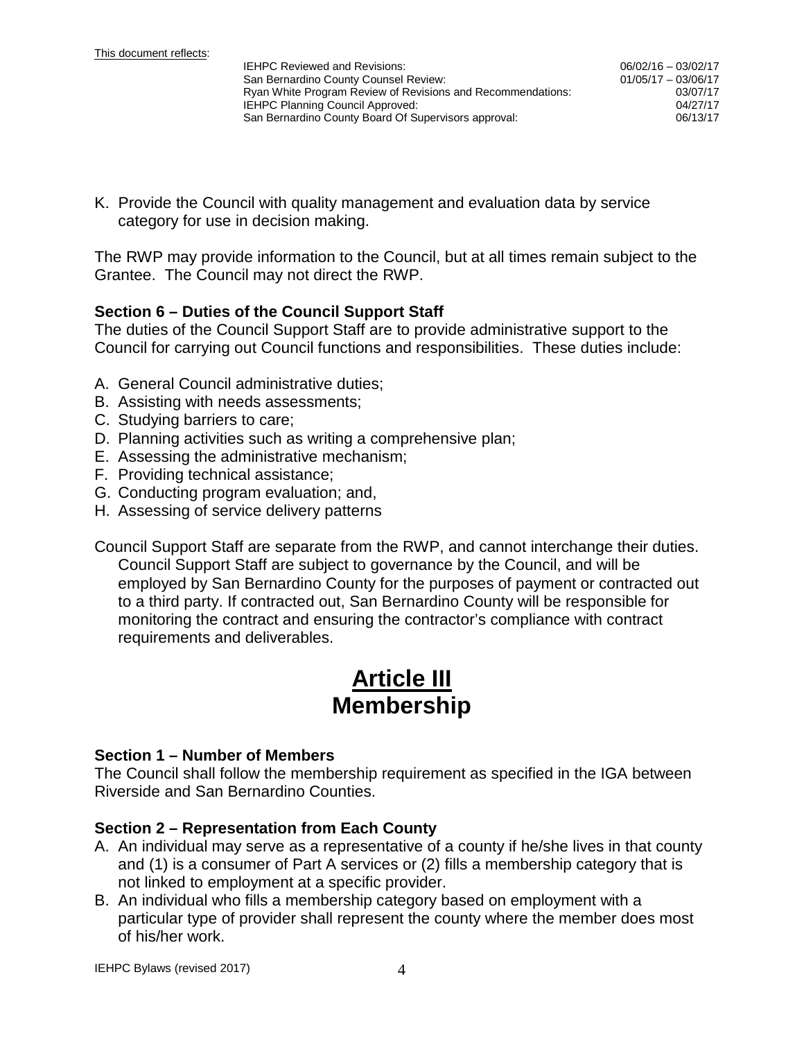K. Provide the Council with quality management and evaluation data by service category for use in decision making.

The RWP may provide information to the Council, but at all times remain subject to the Grantee. The Council may not direct the RWP.

### Section 6 – Duties of the Council Support Staff

The duties of the Council Support Staff are to provide administrative support to the Council for carrying out Council functions and responsibilities. These duties include:

A. General Council administrative duties;
B. Assisting with needs assessments;
C. Studying barriers to care;
D. Planning activities such as writing a comprehensive plan;
E. Assessing the administrative mechanism;
F. Providing technical assistance;
G. Conducting program evaluation; and,
H. Assessing of service delivery patterns

Council Support Staff are separate from the RWP, and cannot interchange their duties. Council Support Staff are subject to governance by the Council, and will be employed by San Bernardino County for the purposes of payment or contracted out to a third party. If contracted out, San Bernardino County will be responsible for monitoring the contract and ensuring the contractor's compliance with contract requirements and deliverables.

## Article III
## Membership

### Section 1 – Number of Members

The Council shall follow the membership requirement as specified in the IGA between Riverside and San Bernardino Counties.

### Section 2 – Representation from Each County

A. An individual may serve as a representative of a county if he/she lives in that county and (1) is a consumer of Part A services or (2) fills a membership category that is not linked to employment at a specific provider.
B. An individual who fills a membership category based on employment with a particular type of provider shall represent the county where the member does most of his/her work.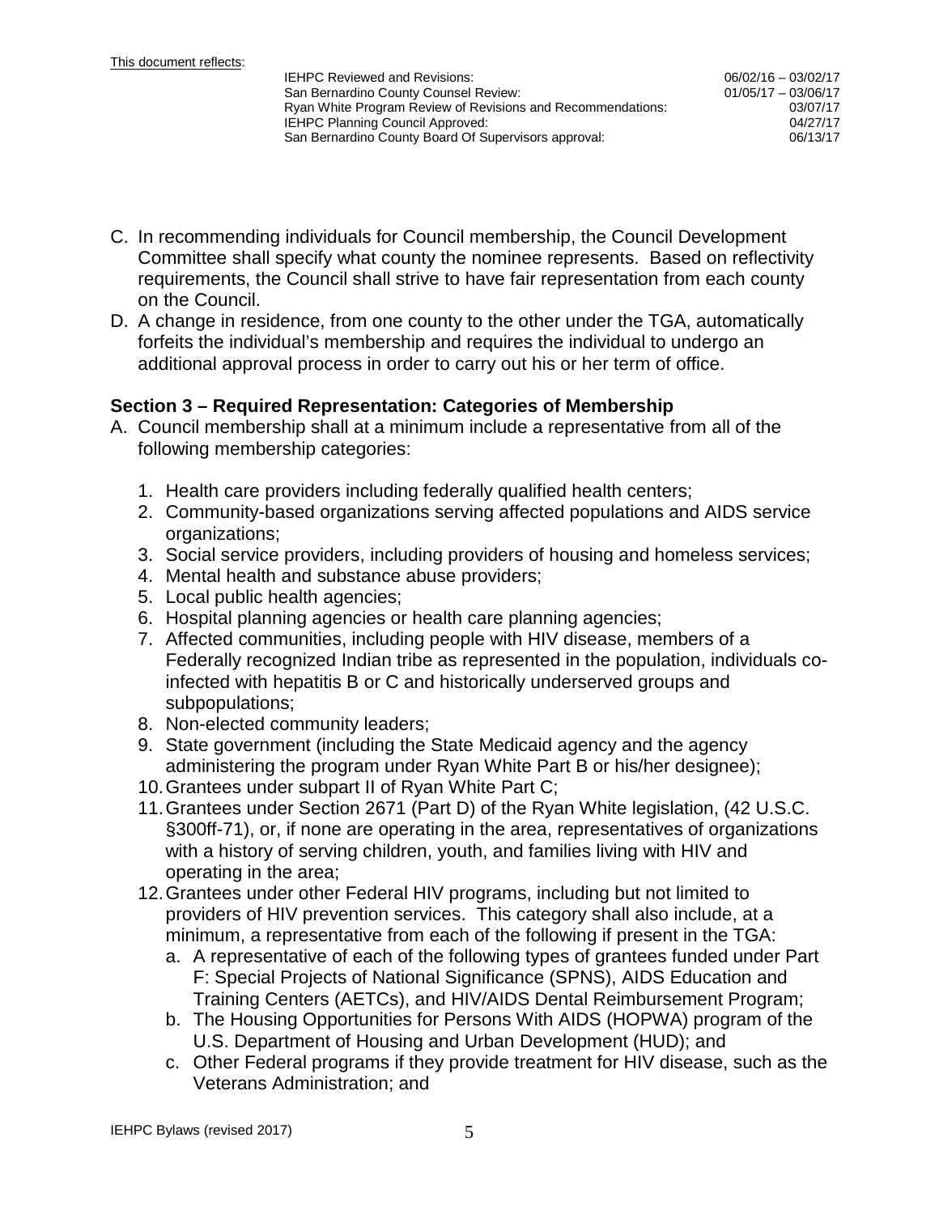This document reflects:

| | |
|---|---|
| IEHPC Reviewed and Revisions: | 06/02/16 – 03/02/17 |
| San Bernardino County Counsel Review: | 01/05/17 – 03/06/17 |
| Ryan White Program Review of Revisions and Recommendations: | 03/07/17 |
| IEHPC Planning Council Approved: | 04/27/17 |
| San Bernardino County Board Of Supervisors approval: | 06/13/17 |

C. In recommending individuals for Council membership, the Council Development Committee shall specify what county the nominee represents. Based on reflectivity requirements, the Council shall strive to have fair representation from each county on the Council.

D. A change in residence, from one county to the other under the TGA, automatically forfeits the individual's membership and requires the individual to undergo an additional approval process in order to carry out his or her term of office.

### Section 3 – Required Representation: Categories of Membership

A. Council membership shall at a minimum include a representative from all of the following membership categories:

1. Health care providers including federally qualified health centers;
2. Community-based organizations serving affected populations and AIDS service organizations;
3. Social service providers, including providers of housing and homeless services;
4. Mental health and substance abuse providers;
5. Local public health agencies;
6. Hospital planning agencies or health care planning agencies;
7. Affected communities, including people with HIV disease, members of a Federally recognized Indian tribe as represented in the population, individuals co-infected with hepatitis B or C and historically underserved groups and subpopulations;
8. Non-elected community leaders;
9. State government (including the State Medicaid agency and the agency administering the program under Ryan White Part B or his/her designee);
10. Grantees under subpart II of Ryan White Part C;
11. Grantees under Section 2671 (Part D) of the Ryan White legislation, (42 U.S.C. §300ff-71), or, if none are operating in the area, representatives of organizations with a history of serving children, youth, and families living with HIV and operating in the area;
12. Grantees under other Federal HIV programs, including but not limited to providers of HIV prevention services. This category shall also include, at a minimum, a representative from each of the following if present in the TGA:
    a. A representative of each of the following types of grantees funded under Part F: Special Projects of National Significance (SPNS), AIDS Education and Training Centers (AETCs), and HIV/AIDS Dental Reimbursement Program;
    b. The Housing Opportunities for Persons With AIDS (HOPWA) program of the U.S. Department of Housing and Urban Development (HUD); and
    c. Other Federal programs if they provide treatment for HIV disease, such as the Veterans Administration; and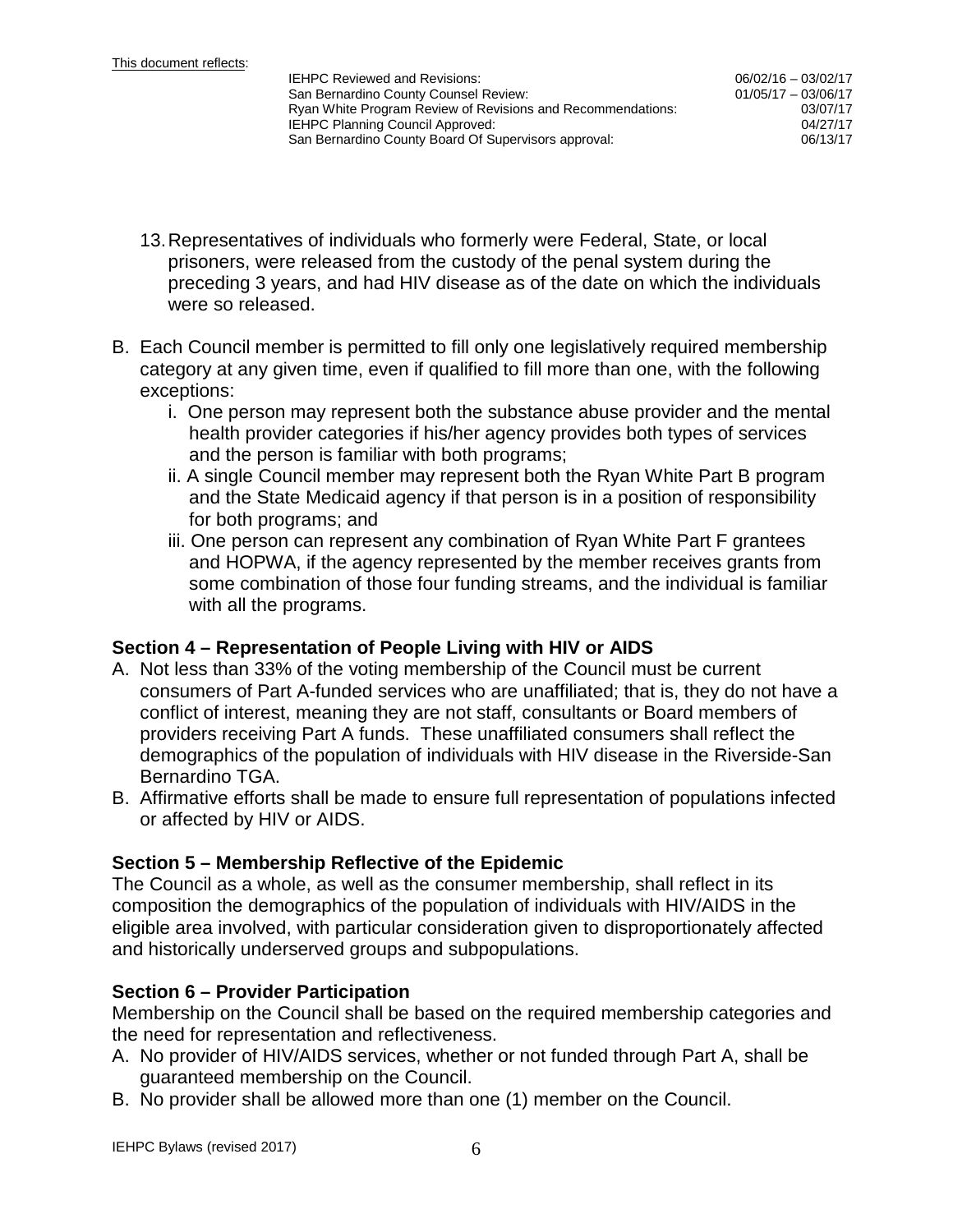13. Representatives of individuals who formerly were Federal, State, or local prisoners, were released from the custody of the penal system during the preceding 3 years, and had HIV disease as of the date on which the individuals were so released.

B. Each Council member is permitted to fill only one legislatively required membership category at any given time, even if qualified to fill more than one, with the following exceptions:
   i. One person may represent both the substance abuse provider and the mental health provider categories if his/her agency provides both types of services and the person is familiar with both programs;
   ii. A single Council member may represent both the Ryan White Part B program and the State Medicaid agency if that person is in a position of responsibility for both programs; and
   iii. One person can represent any combination of Ryan White Part F grantees and HOPWA, if the agency represented by the member receives grants from some combination of those four funding streams, and the individual is familiar with all the programs.

### Section 4 – Representation of People Living with HIV or AIDS

A. Not less than 33% of the voting membership of the Council must be current consumers of Part A-funded services who are unaffiliated; that is, they do not have a conflict of interest, meaning they are not staff, consultants or Board members of providers receiving Part A funds. These unaffiliated consumers shall reflect the demographics of the population of individuals with HIV disease in the Riverside-San Bernardino TGA.
B. Affirmative efforts shall be made to ensure full representation of populations infected or affected by HIV or AIDS.

### Section 5 – Membership Reflective of the Epidemic

The Council as a whole, as well as the consumer membership, shall reflect in its composition the demographics of the population of individuals with HIV/AIDS in the eligible area involved, with particular consideration given to disproportionately affected and historically underserved groups and subpopulations.

### Section 6 – Provider Participation

Membership on the Council shall be based on the required membership categories and the need for representation and reflectiveness.

A. No provider of HIV/AIDS services, whether or not funded through Part A, shall be guaranteed membership on the Council.
B. No provider shall be allowed more than one (1) member on the Council.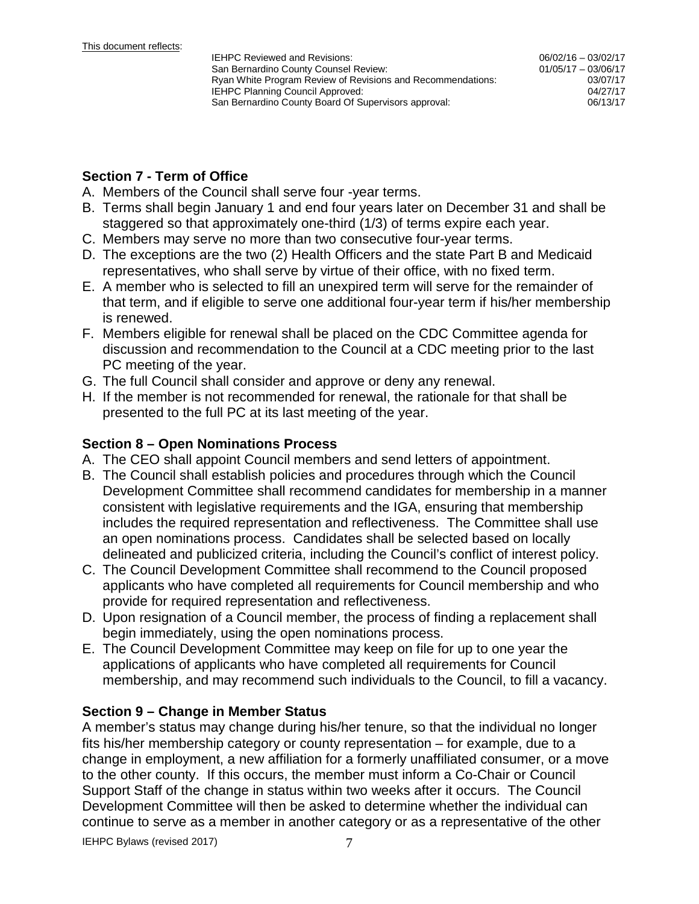This document reflects:

| | |
|---|---|
| IEHPC Reviewed and Revisions: | 06/02/16 – 03/02/17 |
| San Bernardino County Counsel Review: | 01/05/17 – 03/06/17 |
| Ryan White Program Review of Revisions and Recommendations: | 03/07/17 |
| IEHPC Planning Council Approved: | 04/27/17 |
| San Bernardino County Board Of Supervisors approval: | 06/13/17 |

## Section 7 - Term of Office

A. Members of the Council shall serve four -year terms.
B. Terms shall begin January 1 and end four years later on December 31 and shall be staggered so that approximately one-third (1/3) of terms expire each year.
C. Members may serve no more than two consecutive four-year terms.
D. The exceptions are the two (2) Health Officers and the state Part B and Medicaid representatives, who shall serve by virtue of their office, with no fixed term.
E. A member who is selected to fill an unexpired term will serve for the remainder of that term, and if eligible to serve one additional four-year term if his/her membership is renewed.
F. Members eligible for renewal shall be placed on the CDC Committee agenda for discussion and recommendation to the Council at a CDC meeting prior to the last PC meeting of the year.
G. The full Council shall consider and approve or deny any renewal.
H. If the member is not recommended for renewal, the rationale for that shall be presented to the full PC at its last meeting of the year.

## Section 8 – Open Nominations Process

A. The CEO shall appoint Council members and send letters of appointment.
B. The Council shall establish policies and procedures through which the Council Development Committee shall recommend candidates for membership in a manner consistent with legislative requirements and the IGA, ensuring that membership includes the required representation and reflectiveness. The Committee shall use an open nominations process. Candidates shall be selected based on locally delineated and publicized criteria, including the Council's conflict of interest policy.
C. The Council Development Committee shall recommend to the Council proposed applicants who have completed all requirements for Council membership and who provide for required representation and reflectiveness.
D. Upon resignation of a Council member, the process of finding a replacement shall begin immediately, using the open nominations process.
E. The Council Development Committee may keep on file for up to one year the applications of applicants who have completed all requirements for Council membership, and may recommend such individuals to the Council, to fill a vacancy.

## Section 9 – Change in Member Status

A member's status may change during his/her tenure, so that the individual no longer fits his/her membership category or county representation – for example, due to a change in employment, a new affiliation for a formerly unaffiliated consumer, or a move to the other county. If this occurs, the member must inform a Co-Chair or Council Support Staff of the change in status within two weeks after it occurs. The Council Development Committee will then be asked to determine whether the individual can continue to serve as a member in another category or as a representative of the other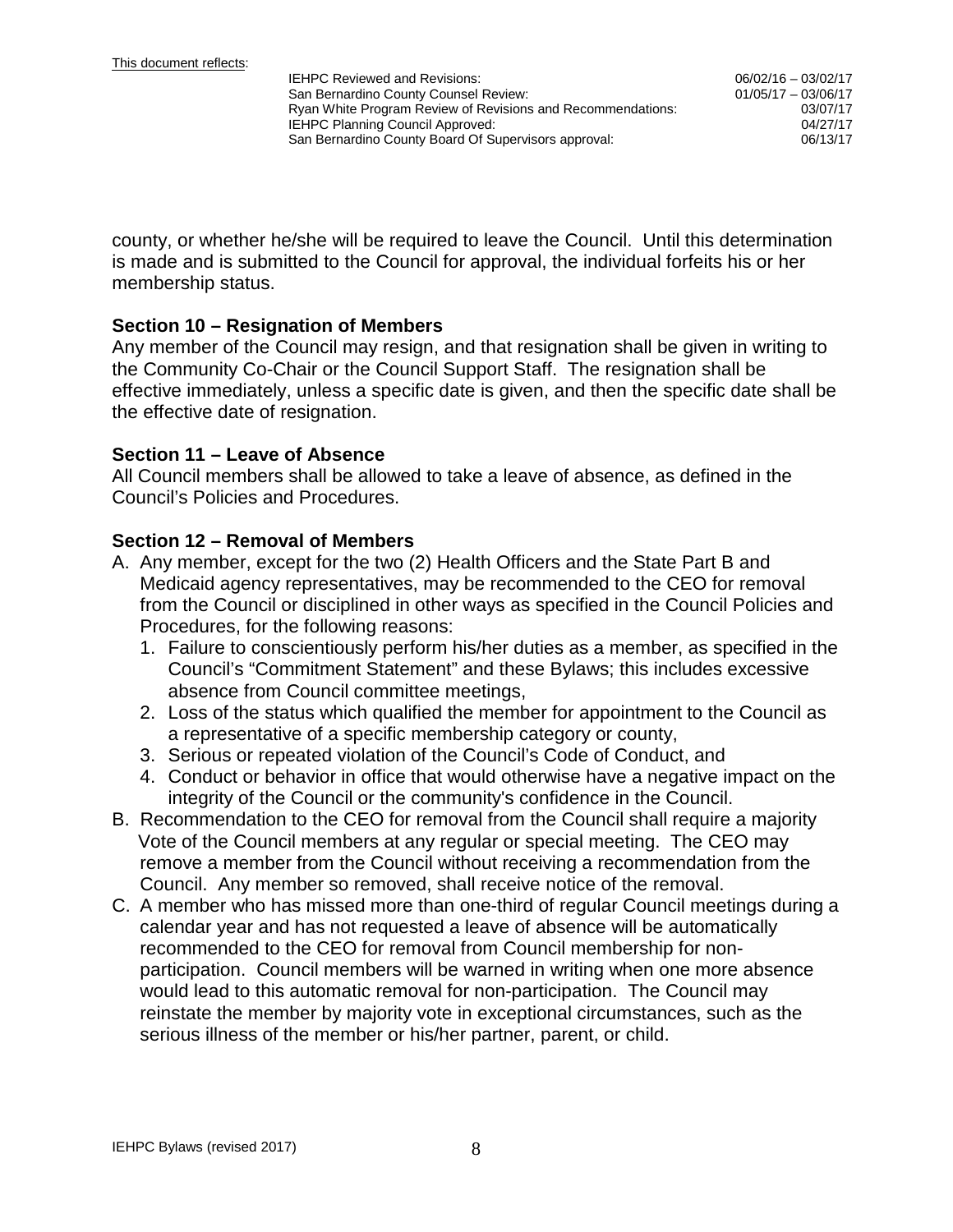county, or whether he/she will be required to leave the Council. Until this determination is made and is submitted to the Council for approval, the individual forfeits his or her membership status.

### Section 10 – Resignation of Members

Any member of the Council may resign, and that resignation shall be given in writing to the Community Co-Chair or the Council Support Staff. The resignation shall be effective immediately, unless a specific date is given, and then the specific date shall be the effective date of resignation.

### Section 11 – Leave of Absence

All Council members shall be allowed to take a leave of absence, as defined in the Council's Policies and Procedures.

### Section 12 – Removal of Members

A. Any member, except for the two (2) Health Officers and the State Part B and Medicaid agency representatives, may be recommended to the CEO for removal from the Council or disciplined in other ways as specified in the Council Policies and Procedures, for the following reasons:
   1. Failure to conscientiously perform his/her duties as a member, as specified in the Council's "Commitment Statement" and these Bylaws; this includes excessive absence from Council committee meetings,
   2. Loss of the status which qualified the member for appointment to the Council as a representative of a specific membership category or county,
   3. Serious or repeated violation of the Council's Code of Conduct, and
   4. Conduct or behavior in office that would otherwise have a negative impact on the integrity of the Council or the community's confidence in the Council.

B. Recommendation to the CEO for removal from the Council shall require a majority Vote of the Council members at any regular or special meeting. The CEO may remove a member from the Council without receiving a recommendation from the Council. Any member so removed, shall receive notice of the removal.

C. A member who has missed more than one-third of regular Council meetings during a calendar year and has not requested a leave of absence will be automatically recommended to the CEO for removal from Council membership for non-participation. Council members will be warned in writing when one more absence would lead to this automatic removal for non-participation. The Council may reinstate the member by majority vote in exceptional circumstances, such as the serious illness of the member or his/her partner, parent, or child.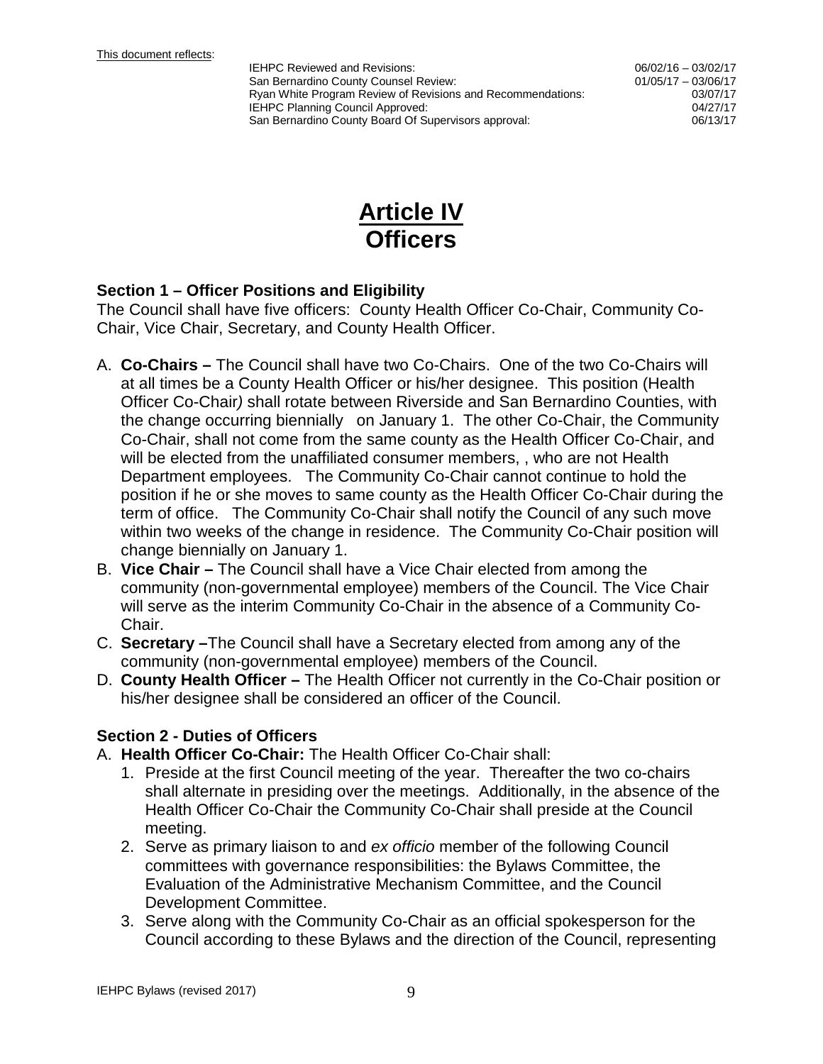This document reflects:

| | |
|---|---|
| IEHPC Reviewed and Revisions: | 06/02/16 – 03/02/17 |
| San Bernardino County Counsel Review: | 01/05/17 – 03/06/17 |
| Ryan White Program Review of Revisions and Recommendations: | 03/07/17 |
| IEHPC Planning Council Approved: | 04/27/17 |
| San Bernardino County Board Of Supervisors approval: | 06/13/17 |

# Article IV
# Officers

### Section 1 – Officer Positions and Eligibility

The Council shall have five officers: County Health Officer Co-Chair, Community Co-Chair, Vice Chair, Secretary, and County Health Officer.

A. **Co-Chairs –** The Council shall have two Co-Chairs. One of the two Co-Chairs will at all times be a County Health Officer or his/her designee. This position (Health Officer Co-Chair*)* shall rotate between Riverside and San Bernardino Counties, with the change occurring biennially on January 1. The other Co-Chair, the Community Co-Chair, shall not come from the same county as the Health Officer Co-Chair, and will be elected from the unaffiliated consumer members, , who are not Health Department employees. The Community Co-Chair cannot continue to hold the position if he or she moves to same county as the Health Officer Co-Chair during the term of office. The Community Co-Chair shall notify the Council of any such move within two weeks of the change in residence. The Community Co-Chair position will change biennially on January 1.
B. **Vice Chair –** The Council shall have a Vice Chair elected from among the community (non-governmental employee) members of the Council. The Vice Chair will serve as the interim Community Co-Chair in the absence of a Community Co-Chair.
C. **Secretary –**The Council shall have a Secretary elected from among any of the community (non-governmental employee) members of the Council.
D. **County Health Officer –** The Health Officer not currently in the Co-Chair position or his/her designee shall be considered an officer of the Council.

### Section 2 - Duties of Officers

A. **Health Officer Co-Chair:** The Health Officer Co-Chair shall:
   1. Preside at the first Council meeting of the year. Thereafter the two co-chairs shall alternate in presiding over the meetings. Additionally, in the absence of the Health Officer Co-Chair the Community Co-Chair shall preside at the Council meeting.
   2. Serve as primary liaison to and *ex officio* member of the following Council committees with governance responsibilities: the Bylaws Committee, the Evaluation of the Administrative Mechanism Committee, and the Council Development Committee.
   3. Serve along with the Community Co-Chair as an official spokesperson for the Council according to these Bylaws and the direction of the Council, representing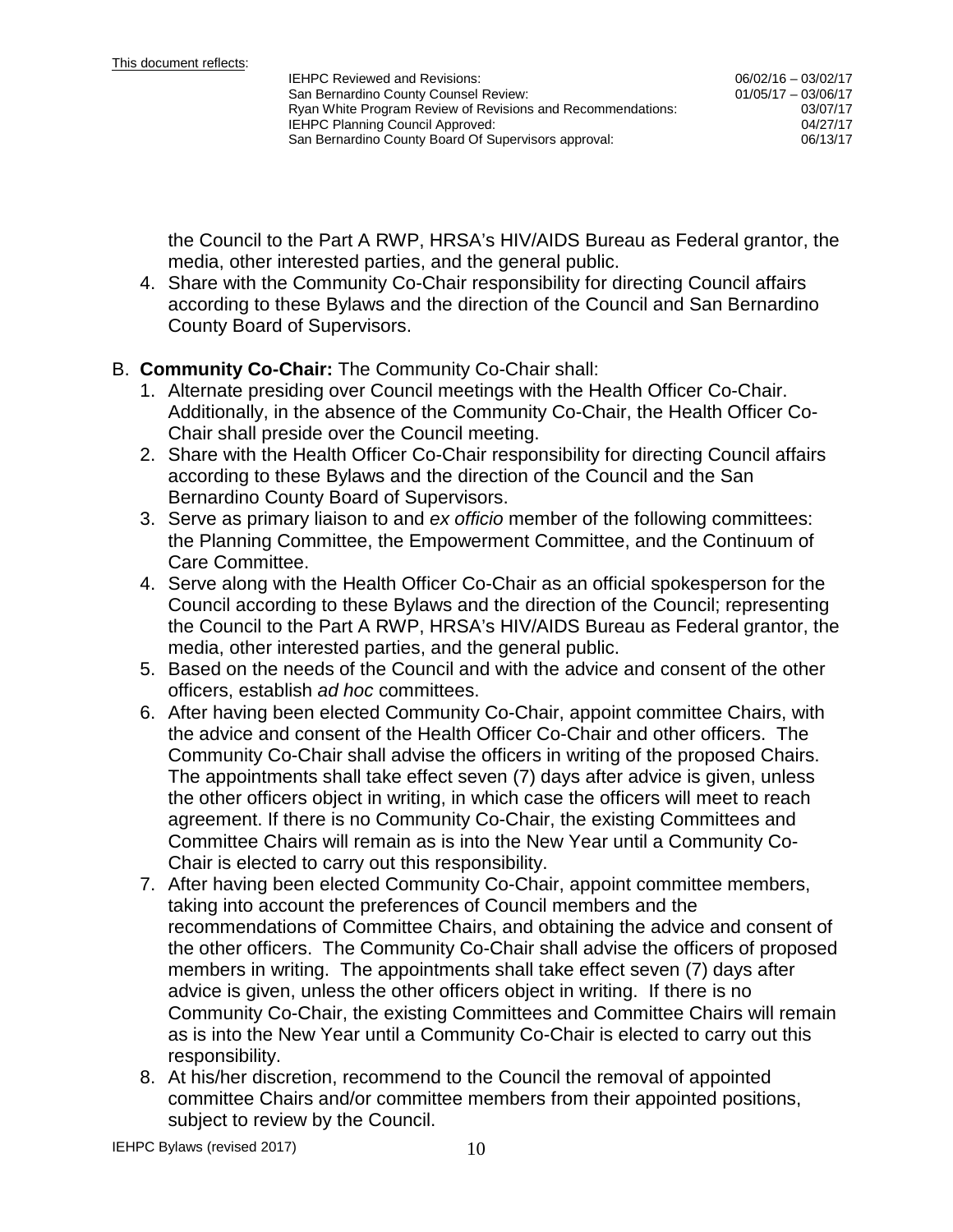the Council to the Part A RWP, HRSA's HIV/AIDS Bureau as Federal grantor, the media, other interested parties, and the general public.

4. Share with the Community Co-Chair responsibility for directing Council affairs according to these Bylaws and the direction of the Council and San Bernardino County Board of Supervisors.

B. **Community Co-Chair:** The Community Co-Chair shall:

1. Alternate presiding over Council meetings with the Health Officer Co-Chair. Additionally, in the absence of the Community Co-Chair, the Health Officer Co-Chair shall preside over the Council meeting.
2. Share with the Health Officer Co-Chair responsibility for directing Council affairs according to these Bylaws and the direction of the Council and the San Bernardino County Board of Supervisors.
3. Serve as primary liaison to and *ex officio* member of the following committees: the Planning Committee, the Empowerment Committee, and the Continuum of Care Committee.
4. Serve along with the Health Officer Co-Chair as an official spokesperson for the Council according to these Bylaws and the direction of the Council; representing the Council to the Part A RWP, HRSA's HIV/AIDS Bureau as Federal grantor, the media, other interested parties, and the general public.
5. Based on the needs of the Council and with the advice and consent of the other officers, establish *ad hoc* committees.
6. After having been elected Community Co-Chair, appoint committee Chairs, with the advice and consent of the Health Officer Co-Chair and other officers. The Community Co-Chair shall advise the officers in writing of the proposed Chairs. The appointments shall take effect seven (7) days after advice is given, unless the other officers object in writing, in which case the officers will meet to reach agreement. If there is no Community Co-Chair, the existing Committees and Committee Chairs will remain as is into the New Year until a Community Co-Chair is elected to carry out this responsibility.
7. After having been elected Community Co-Chair, appoint committee members, taking into account the preferences of Council members and the recommendations of Committee Chairs, and obtaining the advice and consent of the other officers. The Community Co-Chair shall advise the officers of proposed members in writing. The appointments shall take effect seven (7) days after advice is given, unless the other officers object in writing. If there is no Community Co-Chair, the existing Committees and Committee Chairs will remain as is into the New Year until a Community Co-Chair is elected to carry out this responsibility.
8. At his/her discretion, recommend to the Council the removal of appointed committee Chairs and/or committee members from their appointed positions, subject to review by the Council.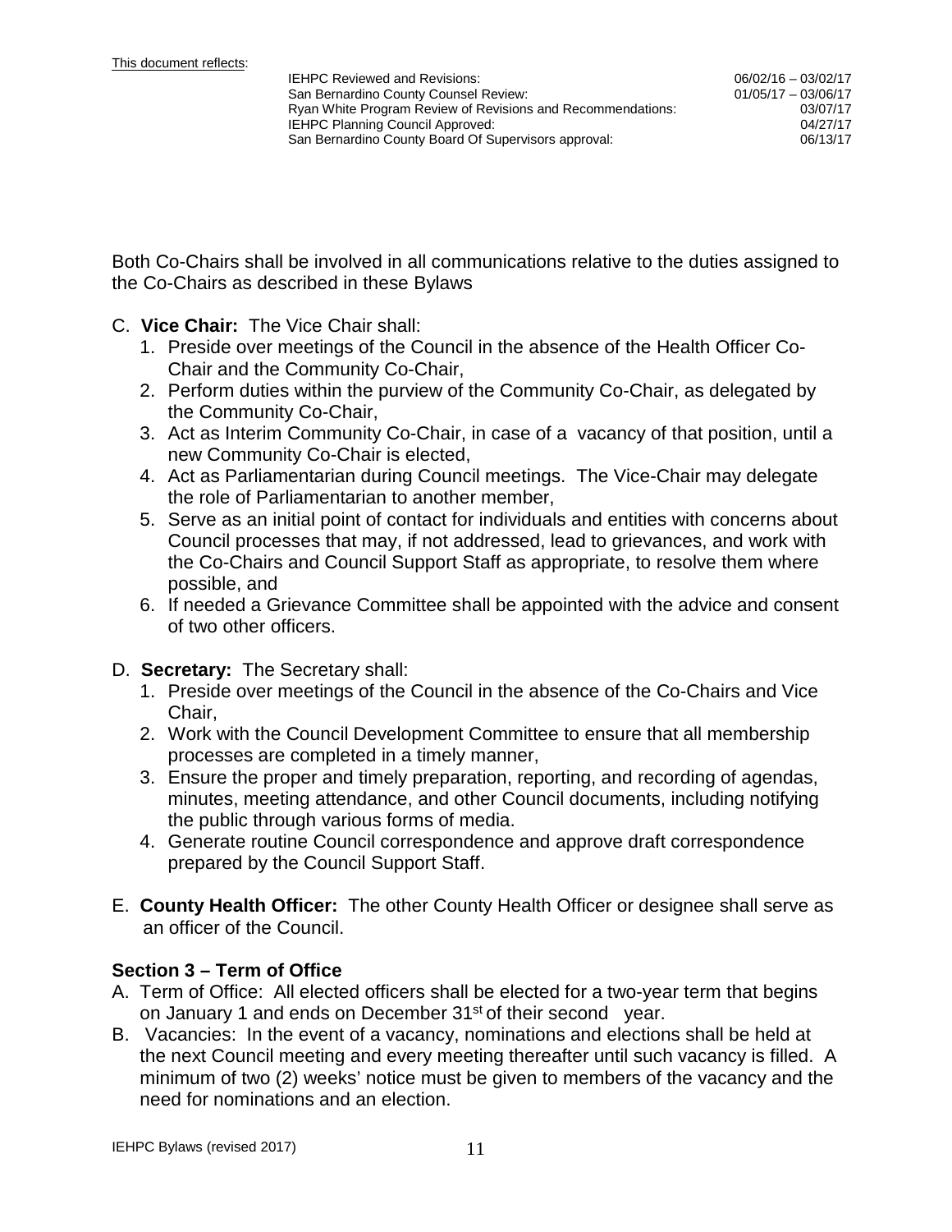Both Co-Chairs shall be involved in all communications relative to the duties assigned to the Co-Chairs as described in these Bylaws

C. **Vice Chair:** The Vice Chair shall:
   1. Preside over meetings of the Council in the absence of the Health Officer Co-Chair and the Community Co-Chair,
   2. Perform duties within the purview of the Community Co-Chair, as delegated by the Community Co-Chair,
   3. Act as Interim Community Co-Chair, in case of a vacancy of that position, until a new Community Co-Chair is elected,
   4. Act as Parliamentarian during Council meetings. The Vice-Chair may delegate the role of Parliamentarian to another member,
   5. Serve as an initial point of contact for individuals and entities with concerns about Council processes that may, if not addressed, lead to grievances, and work with the Co-Chairs and Council Support Staff as appropriate, to resolve them where possible, and
   6. If needed a Grievance Committee shall be appointed with the advice and consent of two other officers.

D. **Secretary:** The Secretary shall:
   1. Preside over meetings of the Council in the absence of the Co-Chairs and Vice Chair,
   2. Work with the Council Development Committee to ensure that all membership processes are completed in a timely manner,
   3. Ensure the proper and timely preparation, reporting, and recording of agendas, minutes, meeting attendance, and other Council documents, including notifying the public through various forms of media.
   4. Generate routine Council correspondence and approve draft correspondence prepared by the Council Support Staff.

E. **County Health Officer:** The other County Health Officer or designee shall serve as an officer of the Council.

### Section 3 – Term of Office

A. Term of Office: All elected officers shall be elected for a two-year term that begins on January 1 and ends on December 31st of their second year.

B. Vacancies: In the event of a vacancy, nominations and elections shall be held at the next Council meeting and every meeting thereafter until such vacancy is filled. A minimum of two (2) weeks' notice must be given to members of the vacancy and the need for nominations and an election.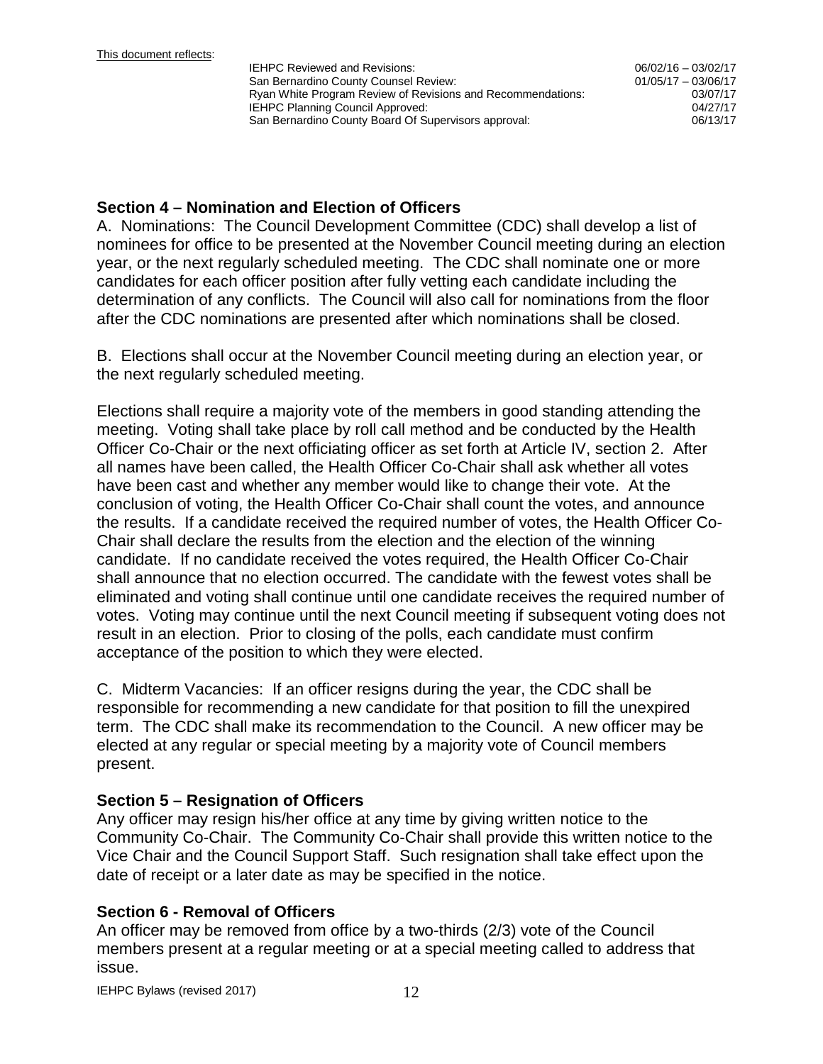### Section 4 – Nomination and Election of Officers

A. Nominations: The Council Development Committee (CDC) shall develop a list of nominees for office to be presented at the November Council meeting during an election year, or the next regularly scheduled meeting. The CDC shall nominate one or more candidates for each officer position after fully vetting each candidate including the determination of any conflicts. The Council will also call for nominations from the floor after the CDC nominations are presented after which nominations shall be closed.

B. Elections shall occur at the November Council meeting during an election year, or the next regularly scheduled meeting.

Elections shall require a majority vote of the members in good standing attending the meeting. Voting shall take place by roll call method and be conducted by the Health Officer Co-Chair or the next officiating officer as set forth at Article IV, section 2. After all names have been called, the Health Officer Co-Chair shall ask whether all votes have been cast and whether any member would like to change their vote. At the conclusion of voting, the Health Officer Co-Chair shall count the votes, and announce the results. If a candidate received the required number of votes, the Health Officer Co-Chair shall declare the results from the election and the election of the winning candidate. If no candidate received the votes required, the Health Officer Co-Chair shall announce that no election occurred. The candidate with the fewest votes shall be eliminated and voting shall continue until one candidate receives the required number of votes. Voting may continue until the next Council meeting if subsequent voting does not result in an election. Prior to closing of the polls, each candidate must confirm acceptance of the position to which they were elected.

C. Midterm Vacancies: If an officer resigns during the year, the CDC shall be responsible for recommending a new candidate for that position to fill the unexpired term. The CDC shall make its recommendation to the Council. A new officer may be elected at any regular or special meeting by a majority vote of Council members present.

### Section 5 – Resignation of Officers

Any officer may resign his/her office at any time by giving written notice to the Community Co-Chair. The Community Co-Chair shall provide this written notice to the Vice Chair and the Council Support Staff. Such resignation shall take effect upon the date of receipt or a later date as may be specified in the notice.

### Section 6 - Removal of Officers

An officer may be removed from office by a two-thirds (2/3) vote of the Council members present at a regular meeting or at a special meeting called to address that issue.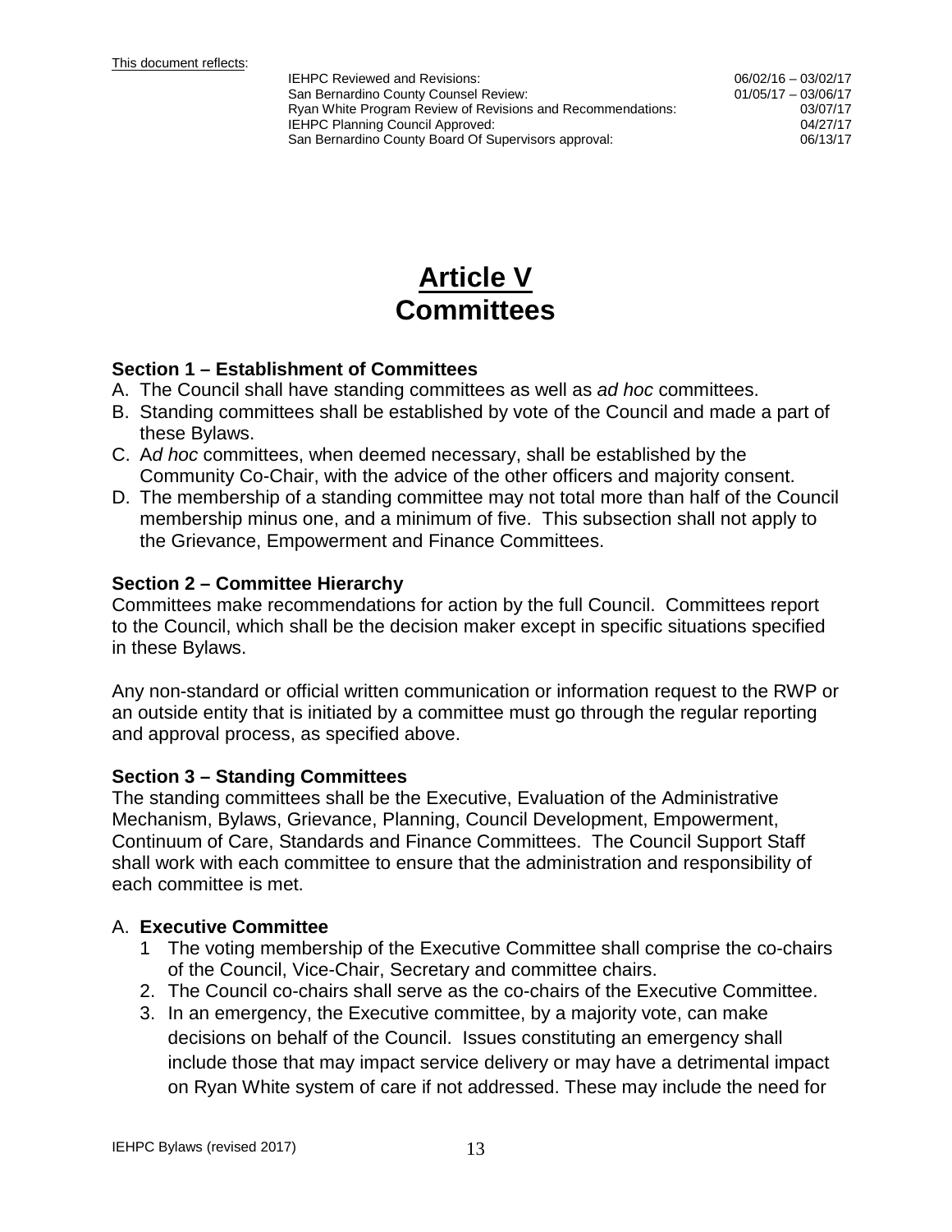This document reflects:

| | |
|---|---|
| IEHPC Reviewed and Revisions: | 06/02/16 – 03/02/17 |
| San Bernardino County Counsel Review: | 01/05/17 – 03/06/17 |
| Ryan White Program Review of Revisions and Recommendations: | 03/07/17 |
| IEHPC Planning Council Approved: | 04/27/17 |
| San Bernardino County Board Of Supervisors approval: | 06/13/17 |

# Article V
# Committees

### Section 1 – Establishment of Committees

A. The Council shall have standing committees as well as *ad hoc* committees.
B. Standing committees shall be established by vote of the Council and made a part of these Bylaws.
C. A*d hoc* committees, when deemed necessary, shall be established by the Community Co-Chair, with the advice of the other officers and majority consent.
D. The membership of a standing committee may not total more than half of the Council membership minus one, and a minimum of five. This subsection shall not apply to the Grievance, Empowerment and Finance Committees.

### Section 2 – Committee Hierarchy

Committees make recommendations for action by the full Council. Committees report to the Council, which shall be the decision maker except in specific situations specified in these Bylaws.

Any non-standard or official written communication or information request to the RWP or an outside entity that is initiated by a committee must go through the regular reporting and approval process, as specified above.

### Section 3 – Standing Committees

The standing committees shall be the Executive, Evaluation of the Administrative Mechanism, Bylaws, Grievance, Planning, Council Development, Empowerment, Continuum of Care, Standards and Finance Committees. The Council Support Staff shall work with each committee to ensure that the administration and responsibility of each committee is met.

A. **Executive Committee**
   1 The voting membership of the Executive Committee shall comprise the co-chairs of the Council, Vice-Chair, Secretary and committee chairs.
   2. The Council co-chairs shall serve as the co-chairs of the Executive Committee.
   3. In an emergency, the Executive committee, by a majority vote, can make decisions on behalf of the Council. Issues constituting an emergency shall include those that may impact service delivery or may have a detrimental impact on Ryan White system of care if not addressed. These may include the need for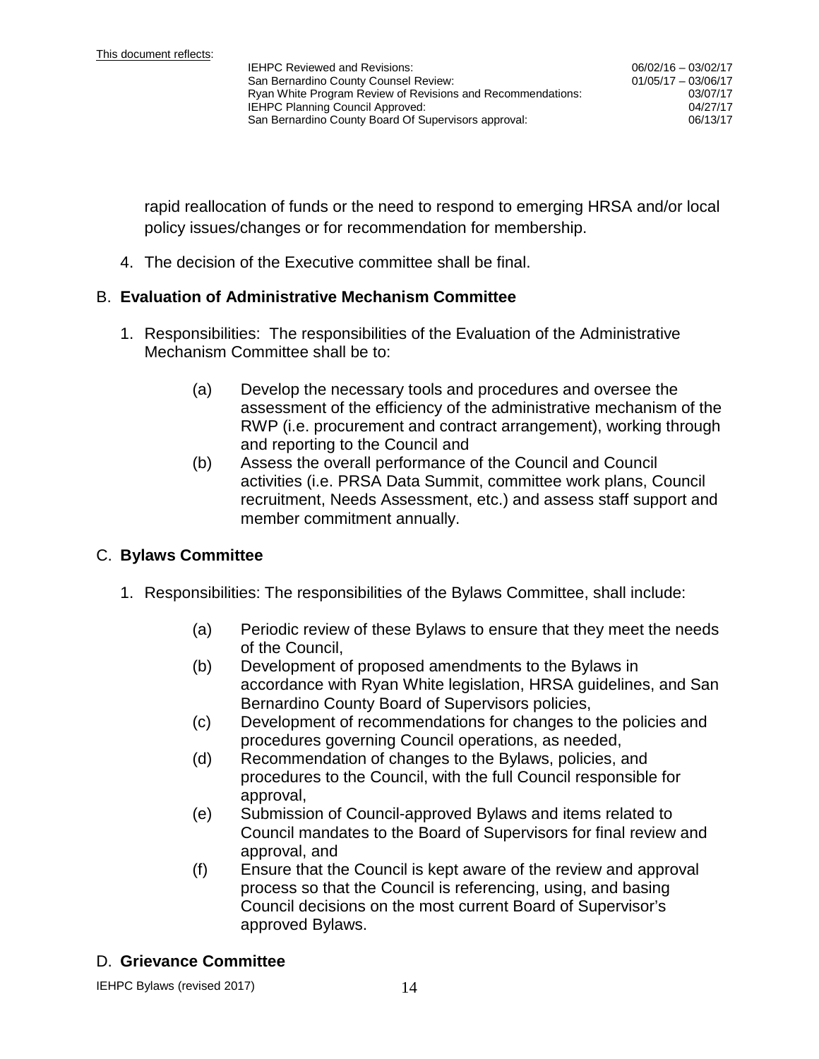rapid reallocation of funds or the need to respond to emerging HRSA and/or local policy issues/changes or for recommendation for membership.

4. The decision of the Executive committee shall be final.

## B. **Evaluation of Administrative Mechanism Committee**

1. Responsibilities: The responsibilities of the Evaluation of the Administrative Mechanism Committee shall be to:

   (a) Develop the necessary tools and procedures and oversee the assessment of the efficiency of the administrative mechanism of the RWP (i.e. procurement and contract arrangement), working through and reporting to the Council and

   (b) Assess the overall performance of the Council and Council activities (i.e. PRSA Data Summit, committee work plans, Council recruitment, Needs Assessment, etc.) and assess staff support and member commitment annually.

## C. **Bylaws Committee**

1. Responsibilities: The responsibilities of the Bylaws Committee, shall include:

   (a) Periodic review of these Bylaws to ensure that they meet the needs of the Council,

   (b) Development of proposed amendments to the Bylaws in accordance with Ryan White legislation, HRSA guidelines, and San Bernardino County Board of Supervisors policies,

   (c) Development of recommendations for changes to the policies and procedures governing Council operations, as needed,

   (d) Recommendation of changes to the Bylaws, policies, and procedures to the Council, with the full Council responsible for approval,

   (e) Submission of Council-approved Bylaws and items related to Council mandates to the Board of Supervisors for final review and approval, and

   (f) Ensure that the Council is kept aware of the review and approval process so that the Council is referencing, using, and basing Council decisions on the most current Board of Supervisor's approved Bylaws.

## D. **Grievance Committee**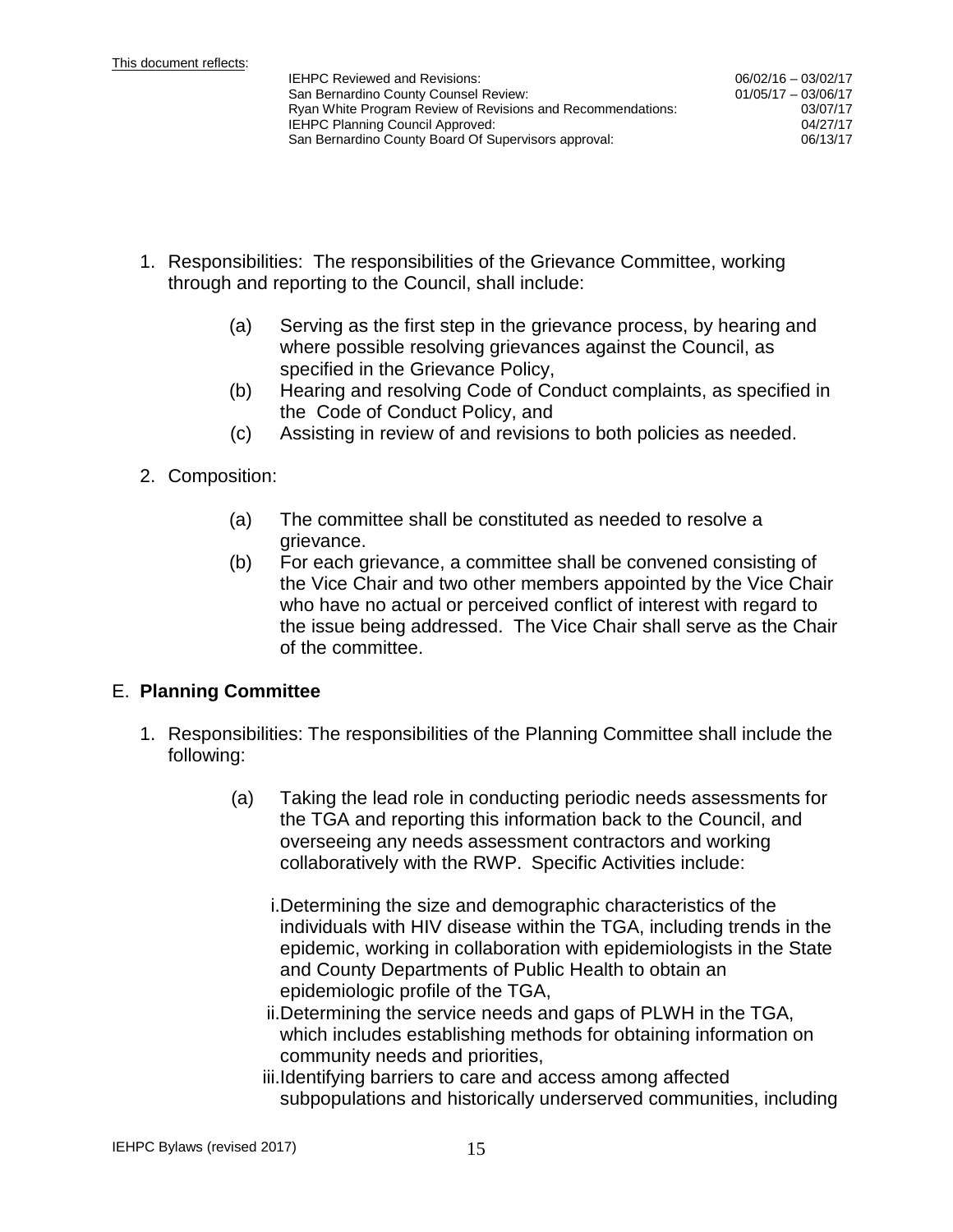This document reflects:

| | |
|---|---|
| IEHPC Reviewed and Revisions: | 06/02/16 – 03/02/17 |
| San Bernardino County Counsel Review: | 01/05/17 – 03/06/17 |
| Ryan White Program Review of Revisions and Recommendations: | 03/07/17 |
| IEHPC Planning Council Approved: | 04/27/17 |
| San Bernardino County Board Of Supervisors approval: | 06/13/17 |

1. Responsibilities: The responsibilities of the Grievance Committee, working through and reporting to the Council, shall include:

   (a) Serving as the first step in the grievance process, by hearing and where possible resolving grievances against the Council, as specified in the Grievance Policy,

   (b) Hearing and resolving Code of Conduct complaints, as specified in the Code of Conduct Policy, and

   (c) Assisting in review of and revisions to both policies as needed.

2. Composition:

   (a) The committee shall be constituted as needed to resolve a grievance.

   (b) For each grievance, a committee shall be convened consisting of the Vice Chair and two other members appointed by the Vice Chair who have no actual or perceived conflict of interest with regard to the issue being addressed. The Vice Chair shall serve as the Chair of the committee.

## E. **Planning Committee**

1. Responsibilities: The responsibilities of the Planning Committee shall include the following:

   (a) Taking the lead role in conducting periodic needs assessments for the TGA and reporting this information back to the Council, and overseeing any needs assessment contractors and working collaboratively with the RWP. Specific Activities include:

      i. Determining the size and demographic characteristics of the individuals with HIV disease within the TGA, including trends in the epidemic, working in collaboration with epidemiologists in the State and County Departments of Public Health to obtain an epidemiologic profile of the TGA,

      ii. Determining the service needs and gaps of PLWH in the TGA, which includes establishing methods for obtaining information on community needs and priorities,

      iii. Identifying barriers to care and access among affected subpopulations and historically underserved communities, including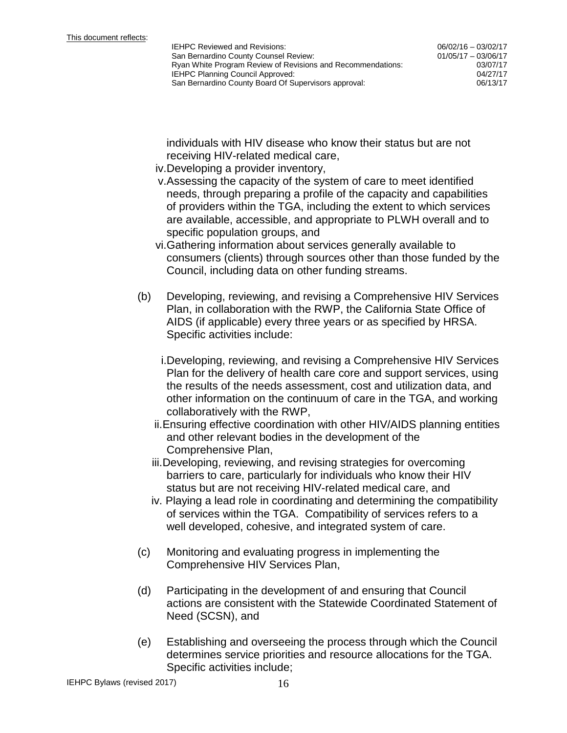individuals with HIV disease who know their status but are not receiving HIV-related medical care,

iv. Developing a provider inventory,

v. Assessing the capacity of the system of care to meet identified needs, through preparing a profile of the capacity and capabilities of providers within the TGA, including the extent to which services are available, accessible, and appropriate to PLWH overall and to specific population groups, and

vi. Gathering information about services generally available to consumers (clients) through sources other than those funded by the Council, including data on other funding streams.

(b) Developing, reviewing, and revising a Comprehensive HIV Services Plan, in collaboration with the RWP, the California State Office of AIDS (if applicable) every three years or as specified by HRSA. Specific activities include:

i. Developing, reviewing, and revising a Comprehensive HIV Services Plan for the delivery of health care core and support services, using the results of the needs assessment, cost and utilization data, and other information on the continuum of care in the TGA, and working collaboratively with the RWP,

ii. Ensuring effective coordination with other HIV/AIDS planning entities and other relevant bodies in the development of the Comprehensive Plan,

iii. Developing, reviewing, and revising strategies for overcoming barriers to care, particularly for individuals who know their HIV status but are not receiving HIV-related medical care, and

iv. Playing a lead role in coordinating and determining the compatibility of services within the TGA. Compatibility of services refers to a well developed, cohesive, and integrated system of care.

(c) Monitoring and evaluating progress in implementing the Comprehensive HIV Services Plan,

(d) Participating in the development of and ensuring that Council actions are consistent with the Statewide Coordinated Statement of Need (SCSN), and

(e) Establishing and overseeing the process through which the Council determines service priorities and resource allocations for the TGA. Specific activities include;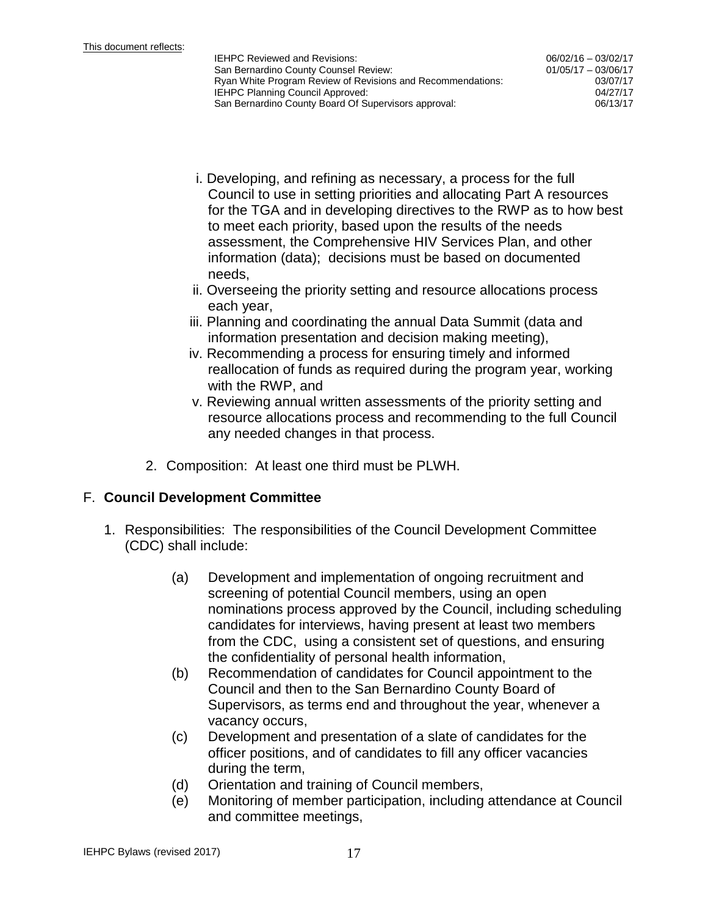This document reflects:

| | |
|---|---|
| IEHPC Reviewed and Revisions: | 06/02/16 – 03/02/17 |
| San Bernardino County Counsel Review: | 01/05/17 – 03/06/17 |
| Ryan White Program Review of Revisions and Recommendations: | 03/07/17 |
| IEHPC Planning Council Approved: | 04/27/17 |
| San Bernardino County Board Of Supervisors approval: | 06/13/17 |

i. Developing, and refining as necessary, a process for the full Council to use in setting priorities and allocating Part A resources for the TGA and in developing directives to the RWP as to how best to meet each priority, based upon the results of the needs assessment, the Comprehensive HIV Services Plan, and other information (data); decisions must be based on documented needs,

ii. Overseeing the priority setting and resource allocations process each year,

iii. Planning and coordinating the annual Data Summit (data and information presentation and decision making meeting),

iv. Recommending a process for ensuring timely and informed reallocation of funds as required during the program year, working with the RWP, and

v. Reviewing annual written assessments of the priority setting and resource allocations process and recommending to the full Council any needed changes in that process.

2. Composition: At least one third must be PLWH.

## F. **Council Development Committee**

1. Responsibilities: The responsibilities of the Council Development Committee (CDC) shall include:

(a) Development and implementation of ongoing recruitment and screening of potential Council members, using an open nominations process approved by the Council, including scheduling candidates for interviews, having present at least two members from the CDC, using a consistent set of questions, and ensuring the confidentiality of personal health information,

(b) Recommendation of candidates for Council appointment to the Council and then to the San Bernardino County Board of Supervisors, as terms end and throughout the year, whenever a vacancy occurs,

(c) Development and presentation of a slate of candidates for the officer positions, and of candidates to fill any officer vacancies during the term,

(d) Orientation and training of Council members,

(e) Monitoring of member participation, including attendance at Council and committee meetings,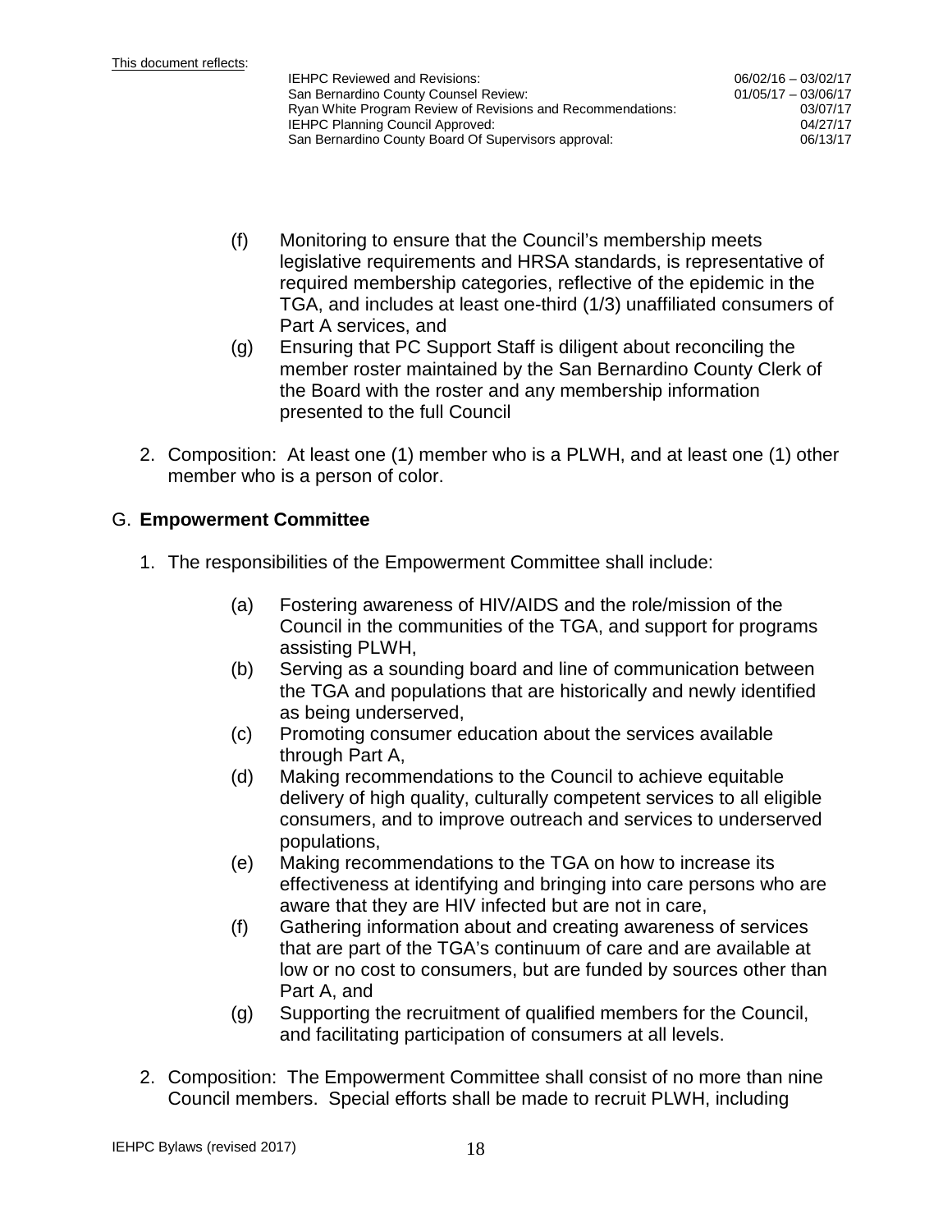(f) Monitoring to ensure that the Council's membership meets legislative requirements and HRSA standards, is representative of required membership categories, reflective of the epidemic in the TGA, and includes at least one-third (1/3) unaffiliated consumers of Part A services, and

(g) Ensuring that PC Support Staff is diligent about reconciling the member roster maintained by the San Bernardino County Clerk of the Board with the roster and any membership information presented to the full Council

2. Composition: At least one (1) member who is a PLWH, and at least one (1) other member who is a person of color.

G. **Empowerment Committee**

1. The responsibilities of the Empowerment Committee shall include:

    (a) Fostering awareness of HIV/AIDS and the role/mission of the Council in the communities of the TGA, and support for programs assisting PLWH,

    (b) Serving as a sounding board and line of communication between the TGA and populations that are historically and newly identified as being underserved,

    (c) Promoting consumer education about the services available through Part A,

    (d) Making recommendations to the Council to achieve equitable delivery of high quality, culturally competent services to all eligible consumers, and to improve outreach and services to underserved populations,

    (e) Making recommendations to the TGA on how to increase its effectiveness at identifying and bringing into care persons who are aware that they are HIV infected but are not in care,

    (f) Gathering information about and creating awareness of services that are part of the TGA's continuum of care and are available at low or no cost to consumers, but are funded by sources other than Part A, and

    (g) Supporting the recruitment of qualified members for the Council, and facilitating participation of consumers at all levels.

2. Composition: The Empowerment Committee shall consist of no more than nine Council members. Special efforts shall be made to recruit PLWH, including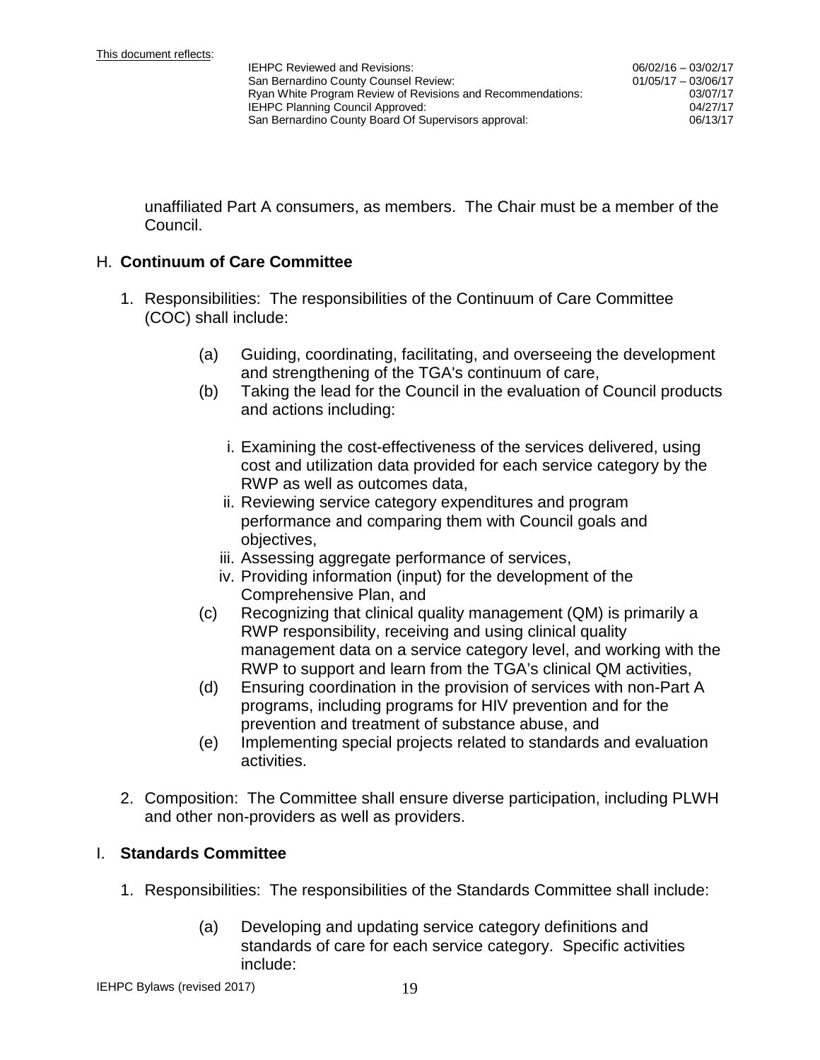unaffiliated Part A consumers, as members. The Chair must be a member of the Council.

## H. **Continuum of Care Committee**

1. Responsibilities: The responsibilities of the Continuum of Care Committee (COC) shall include:

   (a) Guiding, coordinating, facilitating, and overseeing the development and strengthening of the TGA's continuum of care,

   (b) Taking the lead for the Council in the evaluation of Council products and actions including:

      i. Examining the cost-effectiveness of the services delivered, using cost and utilization data provided for each service category by the RWP as well as outcomes data,
      ii. Reviewing service category expenditures and program performance and comparing them with Council goals and objectives,
      iii. Assessing aggregate performance of services,
      iv. Providing information (input) for the development of the Comprehensive Plan, and

   (c) Recognizing that clinical quality management (QM) is primarily a RWP responsibility, receiving and using clinical quality management data on a service category level, and working with the RWP to support and learn from the TGA's clinical QM activities,

   (d) Ensuring coordination in the provision of services with non-Part A programs, including programs for HIV prevention and for the prevention and treatment of substance abuse, and

   (e) Implementing special projects related to standards and evaluation activities.

2. Composition: The Committee shall ensure diverse participation, including PLWH and other non-providers as well as providers.

## I. **Standards Committee**

1. Responsibilities: The responsibilities of the Standards Committee shall include:

   (a) Developing and updating service category definitions and standards of care for each service category. Specific activities include: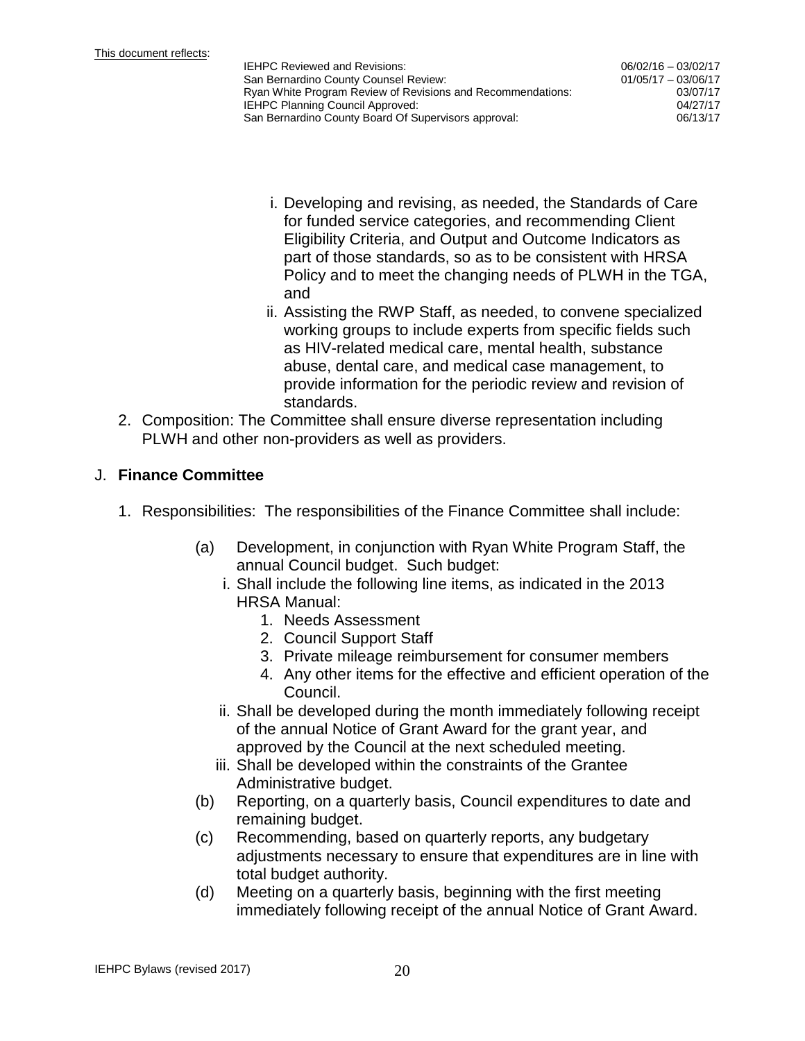i. Developing and revising, as needed, the Standards of Care for funded service categories, and recommending Client Eligibility Criteria, and Output and Outcome Indicators as part of those standards, so as to be consistent with HRSA Policy and to meet the changing needs of PLWH in the TGA, and

ii. Assisting the RWP Staff, as needed, to convene specialized working groups to include experts from specific fields such as HIV-related medical care, mental health, substance abuse, dental care, and medical case management, to provide information for the periodic review and revision of standards.

2. Composition: The Committee shall ensure diverse representation including PLWH and other non-providers as well as providers.

J. **Finance Committee**

1. Responsibilities: The responsibilities of the Finance Committee shall include:

   (a) Development, in conjunction with Ryan White Program Staff, the annual Council budget. Such budget:

      i. Shall include the following line items, as indicated in the 2013 HRSA Manual:
         1. Needs Assessment
         2. Council Support Staff
         3. Private mileage reimbursement for consumer members
         4. Any other items for the effective and efficient operation of the Council.

      ii. Shall be developed during the month immediately following receipt of the annual Notice of Grant Award for the grant year, and approved by the Council at the next scheduled meeting.

      iii. Shall be developed within the constraints of the Grantee Administrative budget.

   (b) Reporting, on a quarterly basis, Council expenditures to date and remaining budget.

   (c) Recommending, based on quarterly reports, any budgetary adjustments necessary to ensure that expenditures are in line with total budget authority.

   (d) Meeting on a quarterly basis, beginning with the first meeting immediately following receipt of the annual Notice of Grant Award.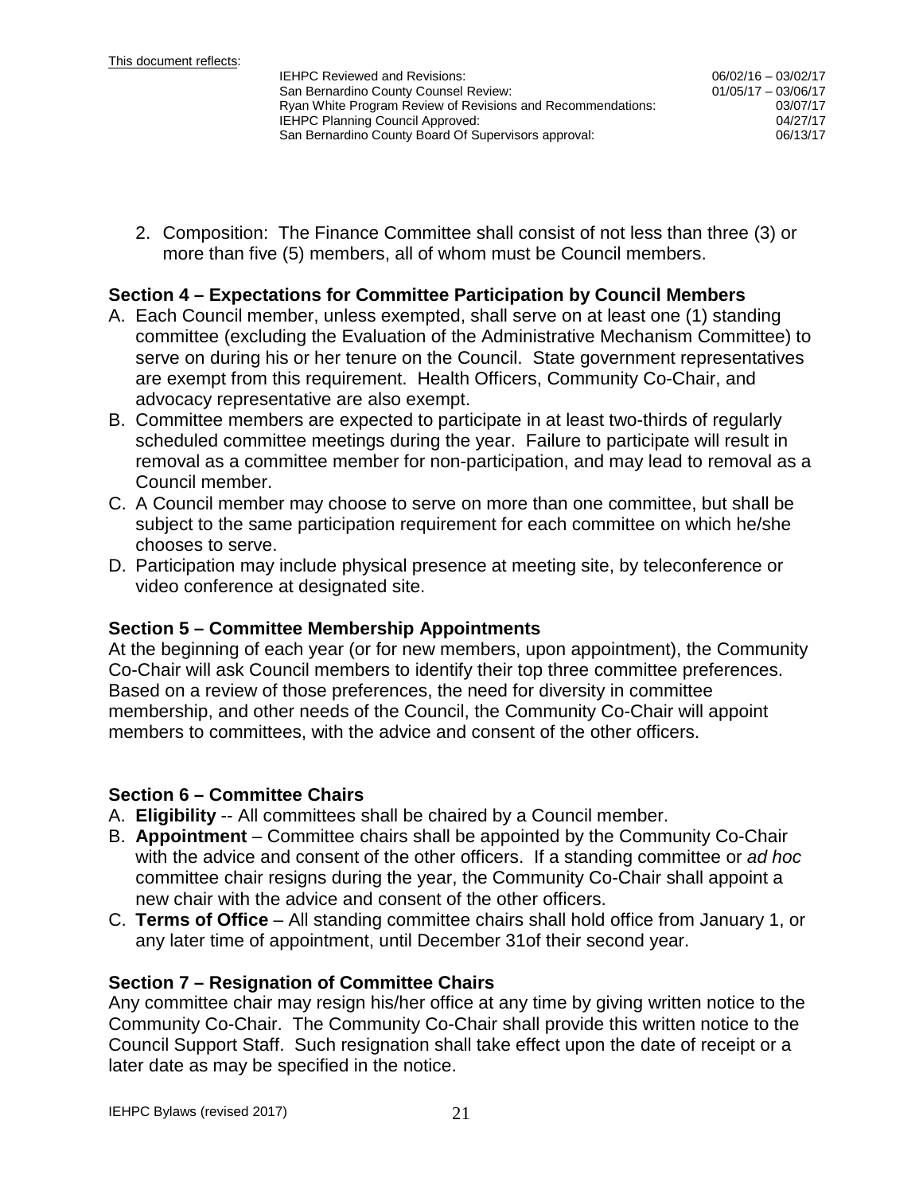2. Composition: The Finance Committee shall consist of not less than three (3) or more than five (5) members, all of whom must be Council members.

### Section 4 – Expectations for Committee Participation by Council Members

A. Each Council member, unless exempted, shall serve on at least one (1) standing committee (excluding the Evaluation of the Administrative Mechanism Committee) to serve on during his or her tenure on the Council. State government representatives are exempt from this requirement. Health Officers, Community Co-Chair, and advocacy representative are also exempt.
B. Committee members are expected to participate in at least two-thirds of regularly scheduled committee meetings during the year. Failure to participate will result in removal as a committee member for non-participation, and may lead to removal as a Council member.
C. A Council member may choose to serve on more than one committee, but shall be subject to the same participation requirement for each committee on which he/she chooses to serve.
D. Participation may include physical presence at meeting site, by teleconference or video conference at designated site.

### Section 5 – Committee Membership Appointments

At the beginning of each year (or for new members, upon appointment), the Community Co-Chair will ask Council members to identify their top three committee preferences. Based on a review of those preferences, the need for diversity in committee membership, and other needs of the Council, the Community Co-Chair will appoint members to committees, with the advice and consent of the other officers.

### Section 6 – Committee Chairs

A. **Eligibility** -- All committees shall be chaired by a Council member.
B. **Appointment** – Committee chairs shall be appointed by the Community Co-Chair with the advice and consent of the other officers. If a standing committee or *ad hoc* committee chair resigns during the year, the Community Co-Chair shall appoint a new chair with the advice and consent of the other officers.
C. **Terms of Office** – All standing committee chairs shall hold office from January 1, or any later time of appointment, until December 31of their second year.

### Section 7 – Resignation of Committee Chairs

Any committee chair may resign his/her office at any time by giving written notice to the Community Co-Chair. The Community Co-Chair shall provide this written notice to the Council Support Staff. Such resignation shall take effect upon the date of receipt or a later date as may be specified in the notice.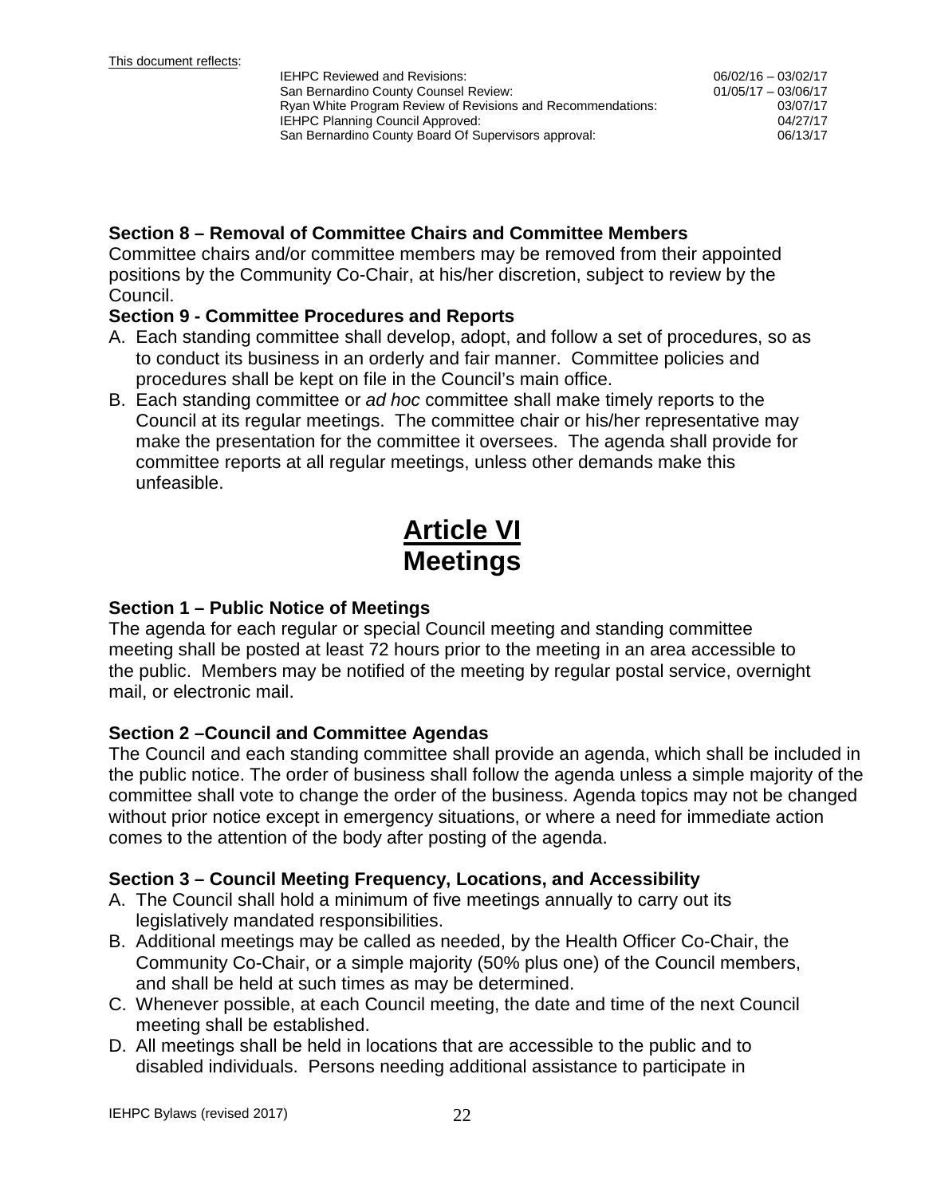This document reflects:

| | |
|---|---|
| IEHPC Reviewed and Revisions: | 06/02/16 – 03/02/17 |
| San Bernardino County Counsel Review: | 01/05/17 – 03/06/17 |
| Ryan White Program Review of Revisions and Recommendations: | 03/07/17 |
| IEHPC Planning Council Approved: | 04/27/17 |
| San Bernardino County Board Of Supervisors approval: | 06/13/17 |

### Section 8 – Removal of Committee Chairs and Committee Members

Committee chairs and/or committee members may be removed from their appointed positions by the Community Co-Chair, at his/her discretion, subject to review by the Council.

### Section 9 - Committee Procedures and Reports

A. Each standing committee shall develop, adopt, and follow a set of procedures, so as to conduct its business in an orderly and fair manner. Committee policies and procedures shall be kept on file in the Council's main office.
B. Each standing committee or *ad hoc* committee shall make timely reports to the Council at its regular meetings. The committee chair or his/her representative may make the presentation for the committee it oversees. The agenda shall provide for committee reports at all regular meetings, unless other demands make this unfeasible.

# Article VI
# Meetings

### Section 1 – Public Notice of Meetings

The agenda for each regular or special Council meeting and standing committee meeting shall be posted at least 72 hours prior to the meeting in an area accessible to the public. Members may be notified of the meeting by regular postal service, overnight mail, or electronic mail.

### Section 2 –Council and Committee Agendas

The Council and each standing committee shall provide an agenda, which shall be included in the public notice. The order of business shall follow the agenda unless a simple majority of the committee shall vote to change the order of the business. Agenda topics may not be changed without prior notice except in emergency situations, or where a need for immediate action comes to the attention of the body after posting of the agenda.

### Section 3 – Council Meeting Frequency, Locations, and Accessibility

A. The Council shall hold a minimum of five meetings annually to carry out its legislatively mandated responsibilities.
B. Additional meetings may be called as needed, by the Health Officer Co-Chair, the Community Co-Chair, or a simple majority (50% plus one) of the Council members, and shall be held at such times as may be determined.
C. Whenever possible, at each Council meeting, the date and time of the next Council meeting shall be established.
D. All meetings shall be held in locations that are accessible to the public and to disabled individuals. Persons needing additional assistance to participate in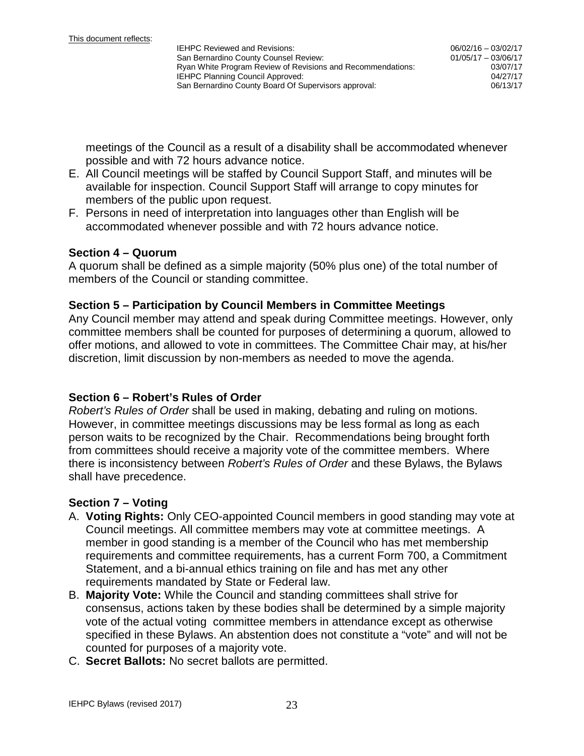meetings of the Council as a result of a disability shall be accommodated whenever possible and with 72 hours advance notice.

E. All Council meetings will be staffed by Council Support Staff, and minutes will be available for inspection. Council Support Staff will arrange to copy minutes for members of the public upon request.
F. Persons in need of interpretation into languages other than English will be accommodated whenever possible and with 72 hours advance notice.

### Section 4 – Quorum

A quorum shall be defined as a simple majority (50% plus one) of the total number of members of the Council or standing committee.

### Section 5 – Participation by Council Members in Committee Meetings

Any Council member may attend and speak during Committee meetings. However, only committee members shall be counted for purposes of determining a quorum, allowed to offer motions, and allowed to vote in committees. The Committee Chair may, at his/her discretion, limit discussion by non-members as needed to move the agenda.

### Section 6 – Robert's Rules of Order

*Robert's Rules of Order* shall be used in making, debating and ruling on motions. However, in committee meetings discussions may be less formal as long as each person waits to be recognized by the Chair. Recommendations being brought forth from committees should receive a majority vote of the committee members. Where there is inconsistency between *Robert's Rules of Order* and these Bylaws, the Bylaws shall have precedence.

### Section 7 – Voting

A. **Voting Rights:** Only CEO-appointed Council members in good standing may vote at Council meetings. All committee members may vote at committee meetings. A member in good standing is a member of the Council who has met membership requirements and committee requirements, has a current Form 700, a Commitment Statement, and a bi-annual ethics training on file and has met any other requirements mandated by State or Federal law.
B. **Majority Vote:** While the Council and standing committees shall strive for consensus, actions taken by these bodies shall be determined by a simple majority vote of the actual voting committee members in attendance except as otherwise specified in these Bylaws. An abstention does not constitute a "vote" and will not be counted for purposes of a majority vote.
C. **Secret Ballots:** No secret ballots are permitted.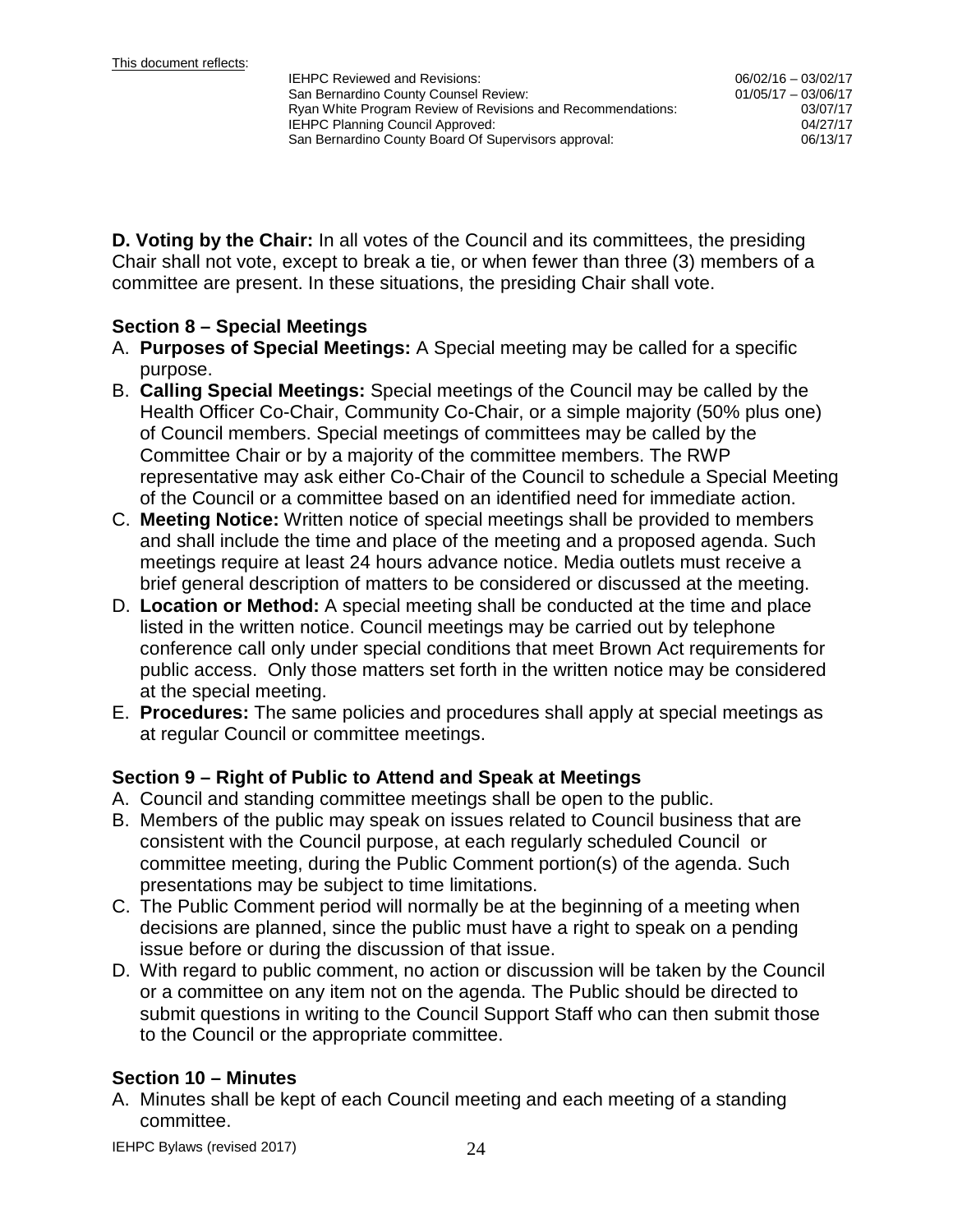This document reflects:

| | |
|---|---|
| IEHPC Reviewed and Revisions: | 06/02/16 – 03/02/17 |
| San Bernardino County Counsel Review: | 01/05/17 – 03/06/17 |
| Ryan White Program Review of Revisions and Recommendations: | 03/07/17 |
| IEHPC Planning Council Approved: | 04/27/17 |
| San Bernardino County Board Of Supervisors approval: | 06/13/17 |

**D. Voting by the Chair:** In all votes of the Council and its committees, the presiding Chair shall not vote, except to break a tie, or when fewer than three (3) members of a committee are present. In these situations, the presiding Chair shall vote.

### Section 8 – Special Meetings

A. **Purposes of Special Meetings:** A Special meeting may be called for a specific purpose.
B. **Calling Special Meetings:** Special meetings of the Council may be called by the Health Officer Co-Chair, Community Co-Chair, or a simple majority (50% plus one) of Council members. Special meetings of committees may be called by the Committee Chair or by a majority of the committee members. The RWP representative may ask either Co-Chair of the Council to schedule a Special Meeting of the Council or a committee based on an identified need for immediate action.
C. **Meeting Notice:** Written notice of special meetings shall be provided to members and shall include the time and place of the meeting and a proposed agenda. Such meetings require at least 24 hours advance notice. Media outlets must receive a brief general description of matters to be considered or discussed at the meeting.
D. **Location or Method:** A special meeting shall be conducted at the time and place listed in the written notice. Council meetings may be carried out by telephone conference call only under special conditions that meet Brown Act requirements for public access. Only those matters set forth in the written notice may be considered at the special meeting.
E. **Procedures:** The same policies and procedures shall apply at special meetings as at regular Council or committee meetings.

### Section 9 – Right of Public to Attend and Speak at Meetings

A. Council and standing committee meetings shall be open to the public.
B. Members of the public may speak on issues related to Council business that are consistent with the Council purpose, at each regularly scheduled Council or committee meeting, during the Public Comment portion(s) of the agenda. Such presentations may be subject to time limitations.
C. The Public Comment period will normally be at the beginning of a meeting when decisions are planned, since the public must have a right to speak on a pending issue before or during the discussion of that issue.
D. With regard to public comment, no action or discussion will be taken by the Council or a committee on any item not on the agenda. The Public should be directed to submit questions in writing to the Council Support Staff who can then submit those to the Council or the appropriate committee.

### Section 10 – Minutes

A. Minutes shall be kept of each Council meeting and each meeting of a standing committee.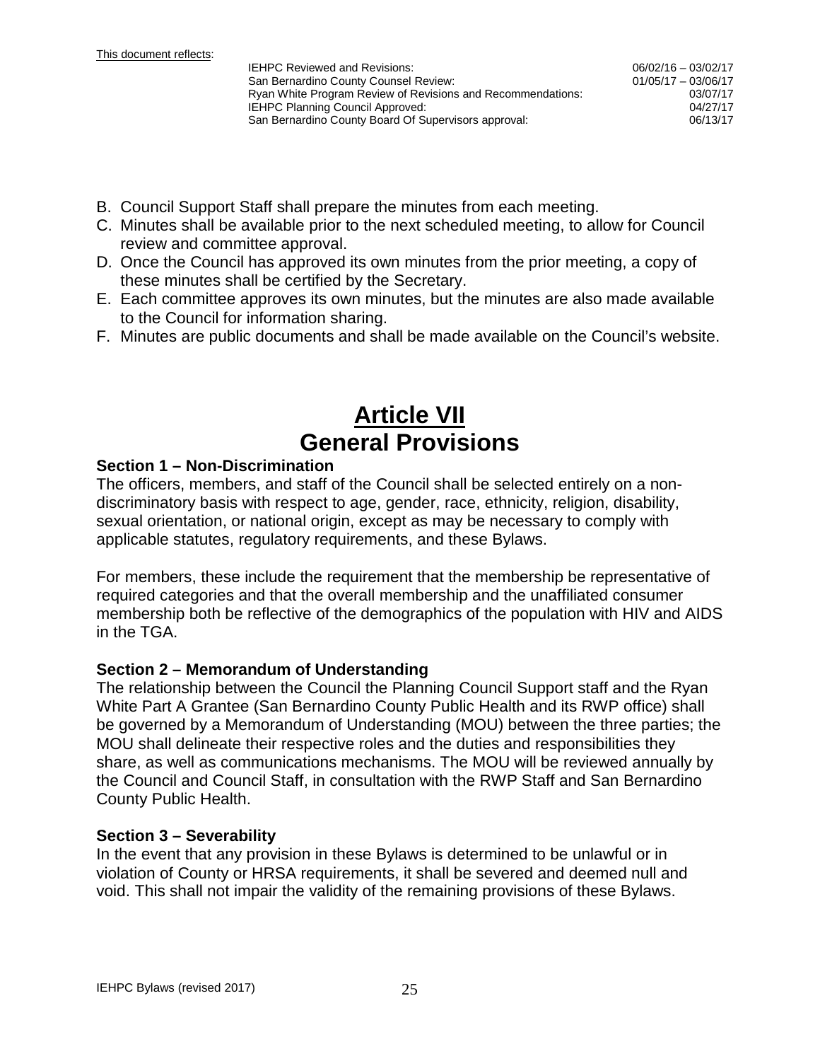B. Council Support Staff shall prepare the minutes from each meeting.
C. Minutes shall be available prior to the next scheduled meeting, to allow for Council review and committee approval.
D. Once the Council has approved its own minutes from the prior meeting, a copy of these minutes shall be certified by the Secretary.
E. Each committee approves its own minutes, but the minutes are also made available to the Council for information sharing.
F. Minutes are public documents and shall be made available on the Council's website.

# Article VII
# General Provisions

### Section 1 – Non-Discrimination

The officers, members, and staff of the Council shall be selected entirely on a non-discriminatory basis with respect to age, gender, race, ethnicity, religion, disability, sexual orientation, or national origin, except as may be necessary to comply with applicable statutes, regulatory requirements, and these Bylaws.

For members, these include the requirement that the membership be representative of required categories and that the overall membership and the unaffiliated consumer membership both be reflective of the demographics of the population with HIV and AIDS in the TGA.

### Section 2 – Memorandum of Understanding

The relationship between the Council the Planning Council Support staff and the Ryan White Part A Grantee (San Bernardino County Public Health and its RWP office) shall be governed by a Memorandum of Understanding (MOU) between the three parties; the MOU shall delineate their respective roles and the duties and responsibilities they share, as well as communications mechanisms. The MOU will be reviewed annually by the Council and Council Staff, in consultation with the RWP Staff and San Bernardino County Public Health.

### Section 3 – Severability

In the event that any provision in these Bylaws is determined to be unlawful or in violation of County or HRSA requirements, it shall be severed and deemed null and void. This shall not impair the validity of the remaining provisions of these Bylaws.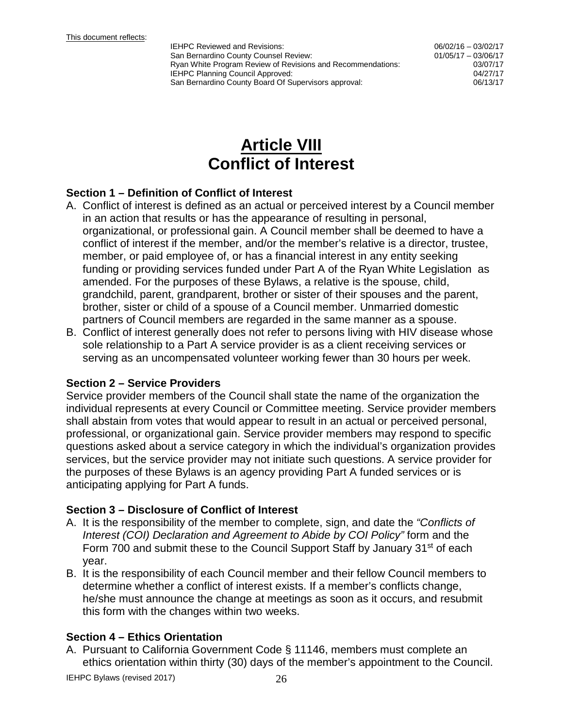This document reflects:

| | |
|---|---|
| IEHPC Reviewed and Revisions: | 06/02/16 – 03/02/17 |
| San Bernardino County Counsel Review: | 01/05/17 – 03/06/17 |
| Ryan White Program Review of Revisions and Recommendations: | 03/07/17 |
| IEHPC Planning Council Approved: | 04/27/17 |
| San Bernardino County Board Of Supervisors approval: | 06/13/17 |

# Article VIII
# Conflict of Interest

### Section 1 – Definition of Conflict of Interest

A. Conflict of interest is defined as an actual or perceived interest by a Council member in an action that results or has the appearance of resulting in personal, organizational, or professional gain. A Council member shall be deemed to have a conflict of interest if the member, and/or the member's relative is a director, trustee, member, or paid employee of, or has a financial interest in any entity seeking funding or providing services funded under Part A of the Ryan White Legislation as amended. For the purposes of these Bylaws, a relative is the spouse, child, grandchild, parent, grandparent, brother or sister of their spouses and the parent, brother, sister or child of a spouse of a Council member. Unmarried domestic partners of Council members are regarded in the same manner as a spouse.
B. Conflict of interest generally does not refer to persons living with HIV disease whose sole relationship to a Part A service provider is as a client receiving services or serving as an uncompensated volunteer working fewer than 30 hours per week.

### Section 2 – Service Providers

Service provider members of the Council shall state the name of the organization the individual represents at every Council or Committee meeting. Service provider members shall abstain from votes that would appear to result in an actual or perceived personal, professional, or organizational gain. Service provider members may respond to specific questions asked about a service category in which the individual's organization provides services, but the service provider may not initiate such questions. A service provider for the purposes of these Bylaws is an agency providing Part A funded services or is anticipating applying for Part A funds.

### Section 3 – Disclosure of Conflict of Interest

A. It is the responsibility of the member to complete, sign, and date the *"Conflicts of Interest (COI) Declaration and Agreement to Abide by COI Policy"* form and the Form 700 and submit these to the Council Support Staff by January 31st of each year.
B. It is the responsibility of each Council member and their fellow Council members to determine whether a conflict of interest exists. If a member's conflicts change, he/she must announce the change at meetings as soon as it occurs, and resubmit this form with the changes within two weeks.

### Section 4 – Ethics Orientation

A. Pursuant to California Government Code § 11146, members must complete an ethics orientation within thirty (30) days of the member's appointment to the Council.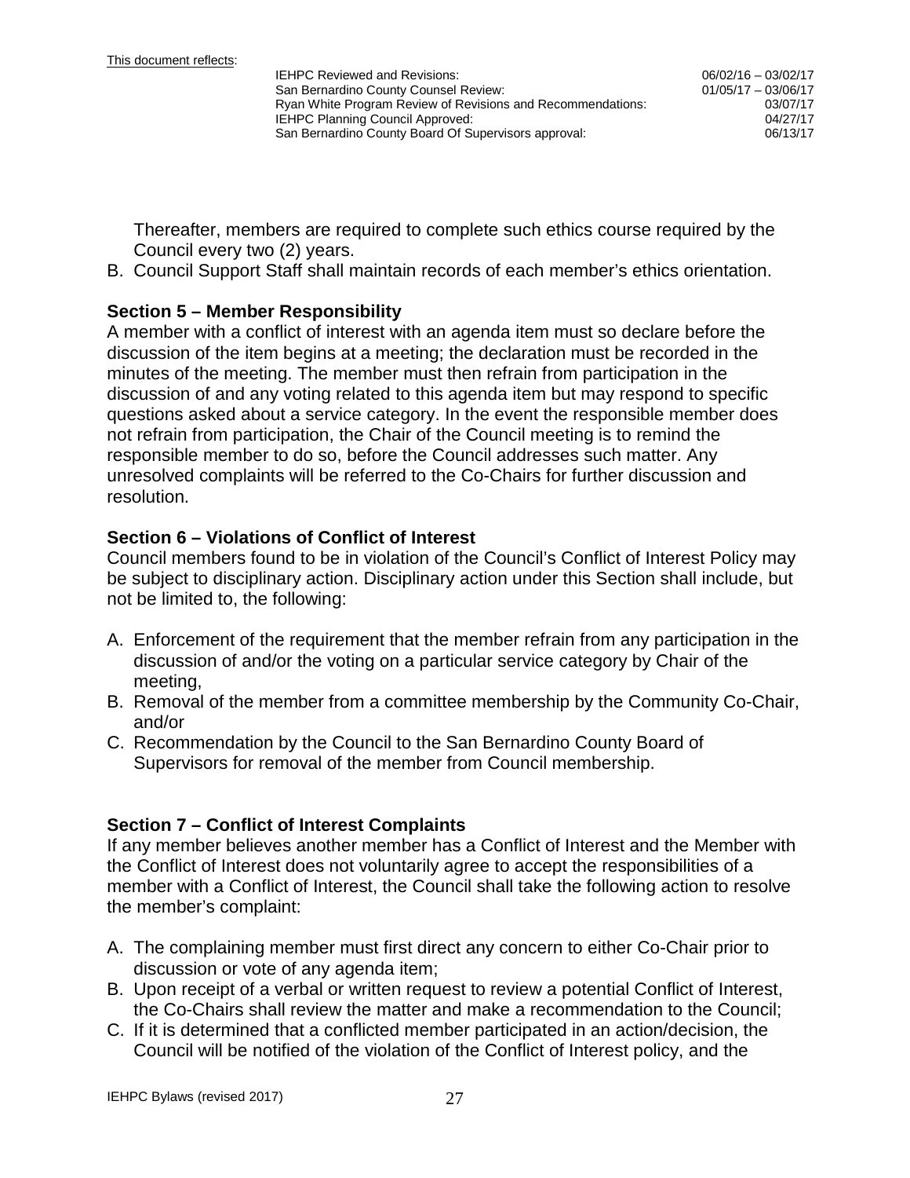Thereafter, members are required to complete such ethics course required by the Council every two (2) years.

B. Council Support Staff shall maintain records of each member's ethics orientation.

### Section 5 – Member Responsibility

A member with a conflict of interest with an agenda item must so declare before the discussion of the item begins at a meeting; the declaration must be recorded in the minutes of the meeting. The member must then refrain from participation in the discussion of and any voting related to this agenda item but may respond to specific questions asked about a service category. In the event the responsible member does not refrain from participation, the Chair of the Council meeting is to remind the responsible member to do so, before the Council addresses such matter. Any unresolved complaints will be referred to the Co-Chairs for further discussion and resolution.

### Section 6 – Violations of Conflict of Interest

Council members found to be in violation of the Council's Conflict of Interest Policy may be subject to disciplinary action. Disciplinary action under this Section shall include, but not be limited to, the following:

A. Enforcement of the requirement that the member refrain from any participation in the discussion of and/or the voting on a particular service category by Chair of the meeting,
B. Removal of the member from a committee membership by the Community Co-Chair, and/or
C. Recommendation by the Council to the San Bernardino County Board of Supervisors for removal of the member from Council membership.

### Section 7 – Conflict of Interest Complaints

If any member believes another member has a Conflict of Interest and the Member with the Conflict of Interest does not voluntarily agree to accept the responsibilities of a member with a Conflict of Interest, the Council shall take the following action to resolve the member's complaint:

A. The complaining member must first direct any concern to either Co-Chair prior to discussion or vote of any agenda item;
B. Upon receipt of a verbal or written request to review a potential Conflict of Interest, the Co-Chairs shall review the matter and make a recommendation to the Council;
C. If it is determined that a conflicted member participated in an action/decision, the Council will be notified of the violation of the Conflict of Interest policy, and the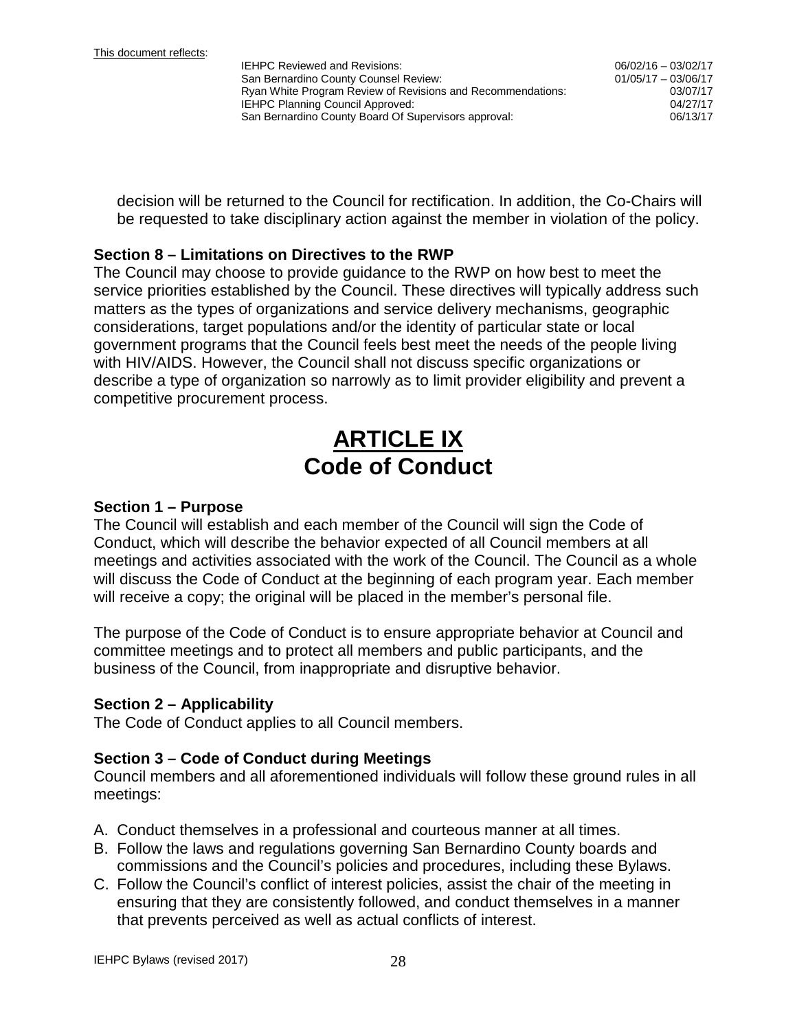decision will be returned to the Council for rectification. In addition, the Co-Chairs will be requested to take disciplinary action against the member in violation of the policy.

### Section 8 – Limitations on Directives to the RWP

The Council may choose to provide guidance to the RWP on how best to meet the service priorities established by the Council. These directives will typically address such matters as the types of organizations and service delivery mechanisms, geographic considerations, target populations and/or the identity of particular state or local government programs that the Council feels best meet the needs of the people living with HIV/AIDS. However, the Council shall not discuss specific organizations or describe a type of organization so narrowly as to limit provider eligibility and prevent a competitive procurement process.

# ARTICLE IX
# Code of Conduct

### Section 1 – Purpose

The Council will establish and each member of the Council will sign the Code of Conduct, which will describe the behavior expected of all Council members at all meetings and activities associated with the work of the Council. The Council as a whole will discuss the Code of Conduct at the beginning of each program year. Each member will receive a copy; the original will be placed in the member's personal file.

The purpose of the Code of Conduct is to ensure appropriate behavior at Council and committee meetings and to protect all members and public participants, and the business of the Council, from inappropriate and disruptive behavior.

### Section 2 – Applicability

The Code of Conduct applies to all Council members.

### Section 3 – Code of Conduct during Meetings

Council members and all aforementioned individuals will follow these ground rules in all meetings:

A. Conduct themselves in a professional and courteous manner at all times.
B. Follow the laws and regulations governing San Bernardino County boards and commissions and the Council's policies and procedures, including these Bylaws.
C. Follow the Council's conflict of interest policies, assist the chair of the meeting in ensuring that they are consistently followed, and conduct themselves in a manner that prevents perceived as well as actual conflicts of interest.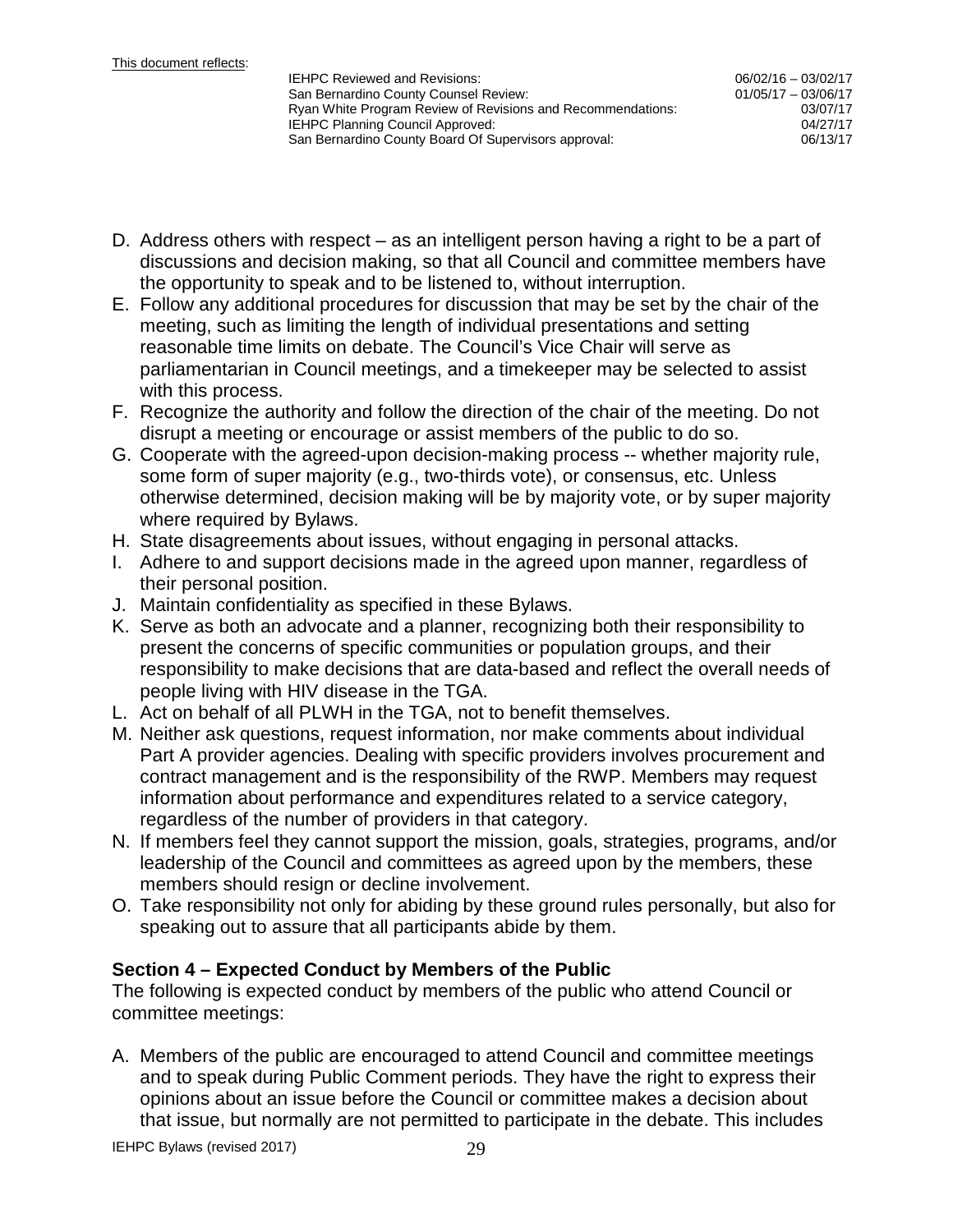This document reflects:

| | |
|---|---|
| IEHPC Reviewed and Revisions: | 06/02/16 – 03/02/17 |
| San Bernardino County Counsel Review: | 01/05/17 – 03/06/17 |
| Ryan White Program Review of Revisions and Recommendations: | 03/07/17 |
| IEHPC Planning Council Approved: | 04/27/17 |
| San Bernardino County Board Of Supervisors approval: | 06/13/17 |

D. Address others with respect – as an intelligent person having a right to be a part of discussions and decision making, so that all Council and committee members have the opportunity to speak and to be listened to, without interruption.
E. Follow any additional procedures for discussion that may be set by the chair of the meeting, such as limiting the length of individual presentations and setting reasonable time limits on debate. The Council's Vice Chair will serve as parliamentarian in Council meetings, and a timekeeper may be selected to assist with this process.
F. Recognize the authority and follow the direction of the chair of the meeting. Do not disrupt a meeting or encourage or assist members of the public to do so.
G. Cooperate with the agreed-upon decision-making process -- whether majority rule, some form of super majority (e.g., two-thirds vote), or consensus, etc. Unless otherwise determined, decision making will be by majority vote, or by super majority where required by Bylaws.
H. State disagreements about issues, without engaging in personal attacks.
I. Adhere to and support decisions made in the agreed upon manner, regardless of their personal position.
J. Maintain confidentiality as specified in these Bylaws.
K. Serve as both an advocate and a planner, recognizing both their responsibility to present the concerns of specific communities or population groups, and their responsibility to make decisions that are data-based and reflect the overall needs of people living with HIV disease in the TGA.
L. Act on behalf of all PLWH in the TGA, not to benefit themselves.
M. Neither ask questions, request information, nor make comments about individual Part A provider agencies. Dealing with specific providers involves procurement and contract management and is the responsibility of the RWP. Members may request information about performance and expenditures related to a service category, regardless of the number of providers in that category.
N. If members feel they cannot support the mission, goals, strategies, programs, and/or leadership of the Council and committees as agreed upon by the members, these members should resign or decline involvement.
O. Take responsibility not only for abiding by these ground rules personally, but also for speaking out to assure that all participants abide by them.

## Section 4 – Expected Conduct by Members of the Public

The following is expected conduct by members of the public who attend Council or committee meetings:

A. Members of the public are encouraged to attend Council and committee meetings and to speak during Public Comment periods. They have the right to express their opinions about an issue before the Council or committee makes a decision about that issue, but normally are not permitted to participate in the debate. This includes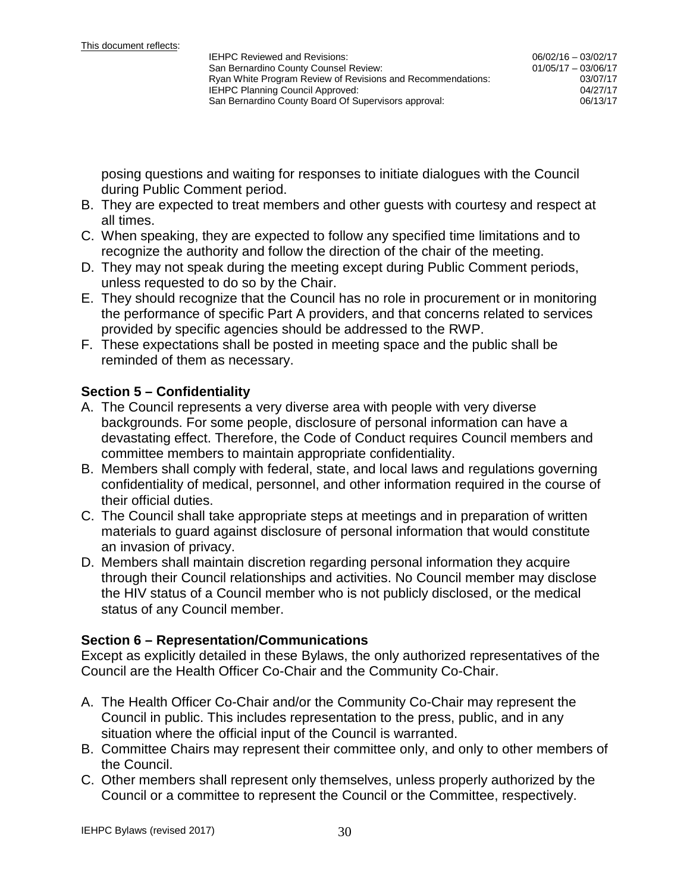posing questions and waiting for responses to initiate dialogues with the Council during Public Comment period.

B. They are expected to treat members and other guests with courtesy and respect at all times.
C. When speaking, they are expected to follow any specified time limitations and to recognize the authority and follow the direction of the chair of the meeting.
D. They may not speak during the meeting except during Public Comment periods, unless requested to do so by the Chair.
E. They should recognize that the Council has no role in procurement or in monitoring the performance of specific Part A providers, and that concerns related to services provided by specific agencies should be addressed to the RWP.
F. These expectations shall be posted in meeting space and the public shall be reminded of them as necessary.

## Section 5 – Confidentiality

A. The Council represents a very diverse area with people with very diverse backgrounds. For some people, disclosure of personal information can have a devastating effect. Therefore, the Code of Conduct requires Council members and committee members to maintain appropriate confidentiality.
B. Members shall comply with federal, state, and local laws and regulations governing confidentiality of medical, personnel, and other information required in the course of their official duties.
C. The Council shall take appropriate steps at meetings and in preparation of written materials to guard against disclosure of personal information that would constitute an invasion of privacy.
D. Members shall maintain discretion regarding personal information they acquire through their Council relationships and activities. No Council member may disclose the HIV status of a Council member who is not publicly disclosed, or the medical status of any Council member.

## Section 6 – Representation/Communications

Except as explicitly detailed in these Bylaws, the only authorized representatives of the Council are the Health Officer Co-Chair and the Community Co-Chair.

A. The Health Officer Co-Chair and/or the Community Co-Chair may represent the Council in public. This includes representation to the press, public, and in any situation where the official input of the Council is warranted.
B. Committee Chairs may represent their committee only, and only to other members of the Council.
C. Other members shall represent only themselves, unless properly authorized by the Council or a committee to represent the Council or the Committee, respectively.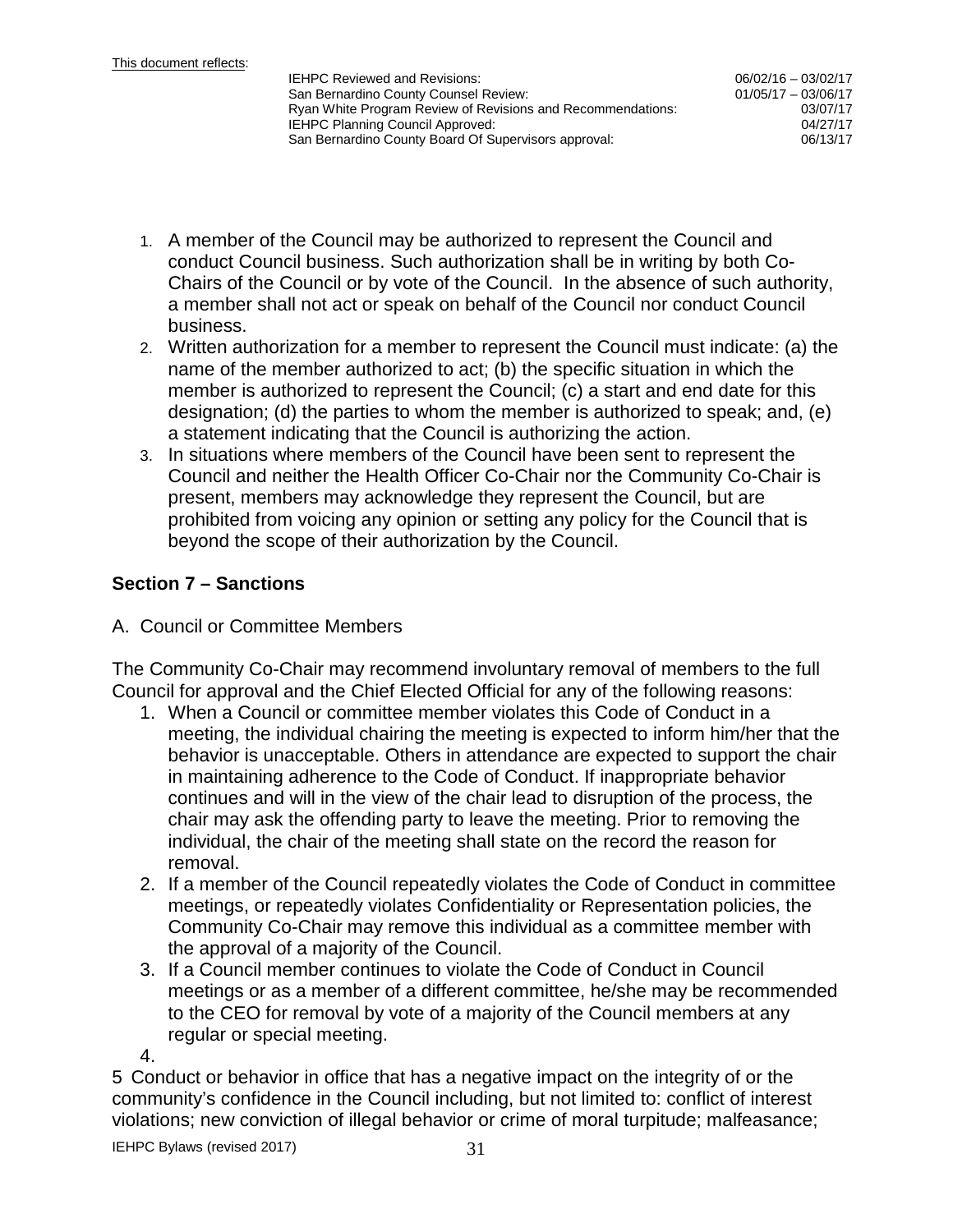This document reflects:

| | |
|---|---|
| IEHPC Reviewed and Revisions: | 06/02/16 – 03/02/17 |
| San Bernardino County Counsel Review: | 01/05/17 – 03/06/17 |
| Ryan White Program Review of Revisions and Recommendations: | 03/07/17 |
| IEHPC Planning Council Approved: | 04/27/17 |
| San Bernardino County Board Of Supervisors approval: | 06/13/17 |

1. A member of the Council may be authorized to represent the Council and conduct Council business. Such authorization shall be in writing by both Co-Chairs of the Council or by vote of the Council. In the absence of such authority, a member shall not act or speak on behalf of the Council nor conduct Council business.
2. Written authorization for a member to represent the Council must indicate: (a) the name of the member authorized to act; (b) the specific situation in which the member is authorized to represent the Council; (c) a start and end date for this designation; (d) the parties to whom the member is authorized to speak; and, (e) a statement indicating that the Council is authorizing the action.
3. In situations where members of the Council have been sent to represent the Council and neither the Health Officer Co-Chair nor the Community Co-Chair is present, members may acknowledge they represent the Council, but are prohibited from voicing any opinion or setting any policy for the Council that is beyond the scope of their authorization by the Council.

## Section 7 – Sanctions

A. Council or Committee Members

The Community Co-Chair may recommend involuntary removal of members to the full Council for approval and the Chief Elected Official for any of the following reasons:

1. When a Council or committee member violates this Code of Conduct in a meeting, the individual chairing the meeting is expected to inform him/her that the behavior is unacceptable. Others in attendance are expected to support the chair in maintaining adherence to the Code of Conduct. If inappropriate behavior continues and will in the view of the chair lead to disruption of the process, the chair may ask the offending party to leave the meeting. Prior to removing the individual, the chair of the meeting shall state on the record the reason for removal.
2. If a member of the Council repeatedly violates the Code of Conduct in committee meetings, or repeatedly violates Confidentiality or Representation policies, the Community Co-Chair may remove this individual as a committee member with the approval of a majority of the Council.
3. If a Council member continues to violate the Code of Conduct in Council meetings or as a member of a different committee, he/she may be recommended to the CEO for removal by vote of a majority of the Council members at any regular or special meeting.
4.

5 Conduct or behavior in office that has a negative impact on the integrity of or the community's confidence in the Council including, but not limited to: conflict of interest violations; new conviction of illegal behavior or crime of moral turpitude; malfeasance;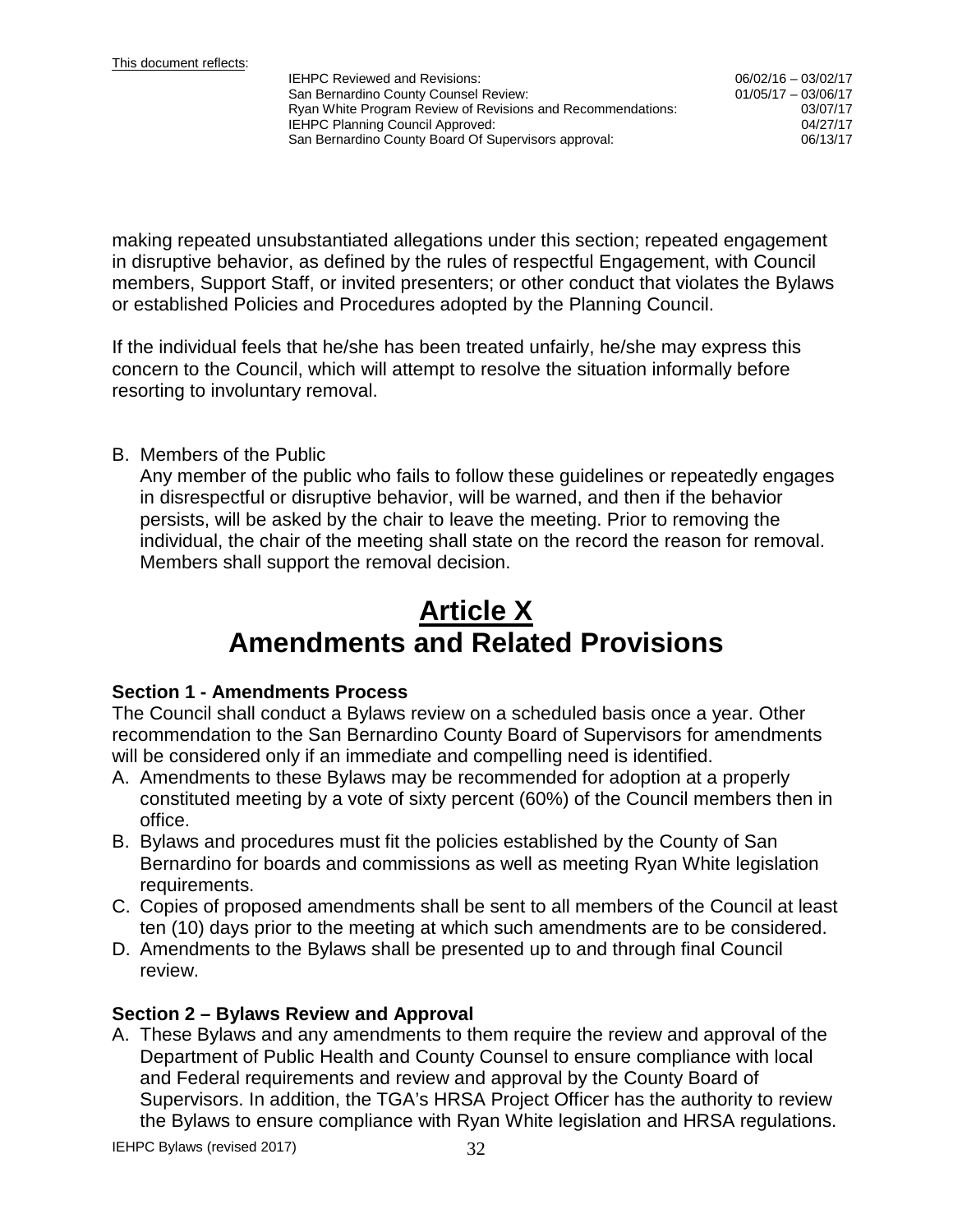making repeated unsubstantiated allegations under this section; repeated engagement in disruptive behavior, as defined by the rules of respectful Engagement, with Council members, Support Staff, or invited presenters; or other conduct that violates the Bylaws or established Policies and Procedures adopted by the Planning Council.

If the individual feels that he/she has been treated unfairly, he/she may express this concern to the Council, which will attempt to resolve the situation informally before resorting to involuntary removal.

B. Members of the Public

   Any member of the public who fails to follow these guidelines or repeatedly engages in disrespectful or disruptive behavior, will be warned, and then if the behavior persists, will be asked by the chair to leave the meeting. Prior to removing the individual, the chair of the meeting shall state on the record the reason for removal. Members shall support the removal decision.

# Article X
# Amendments and Related Provisions

### Section 1 - Amendments Process

The Council shall conduct a Bylaws review on a scheduled basis once a year. Other recommendation to the San Bernardino County Board of Supervisors for amendments will be considered only if an immediate and compelling need is identified.

A. Amendments to these Bylaws may be recommended for adoption at a properly constituted meeting by a vote of sixty percent (60%) of the Council members then in office.
B. Bylaws and procedures must fit the policies established by the County of San Bernardino for boards and commissions as well as meeting Ryan White legislation requirements.
C. Copies of proposed amendments shall be sent to all members of the Council at least ten (10) days prior to the meeting at which such amendments are to be considered.
D. Amendments to the Bylaws shall be presented up to and through final Council review.

### Section 2 – Bylaws Review and Approval

A. These Bylaws and any amendments to them require the review and approval of the Department of Public Health and County Counsel to ensure compliance with local and Federal requirements and review and approval by the County Board of Supervisors. In addition, the TGA's HRSA Project Officer has the authority to review the Bylaws to ensure compliance with Ryan White legislation and HRSA regulations.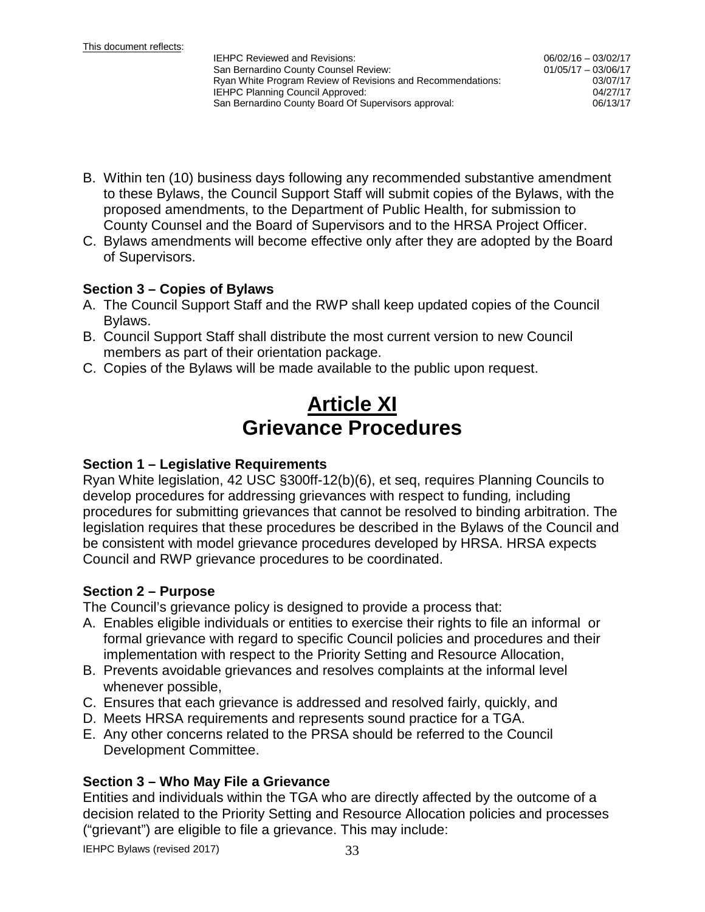B. Within ten (10) business days following any recommended substantive amendment to these Bylaws, the Council Support Staff will submit copies of the Bylaws, with the proposed amendments, to the Department of Public Health, for submission to County Counsel and the Board of Supervisors and to the HRSA Project Officer.
C. Bylaws amendments will become effective only after they are adopted by the Board of Supervisors.

### Section 3 – Copies of Bylaws

A. The Council Support Staff and the RWP shall keep updated copies of the Council Bylaws.
B. Council Support Staff shall distribute the most current version to new Council members as part of their orientation package.
C. Copies of the Bylaws will be made available to the public upon request.

# Article XI
# Grievance Procedures

### Section 1 – Legislative Requirements

Ryan White legislation, 42 USC §300ff-12(b)(6), et seq, requires Planning Councils to develop procedures for addressing grievances with respect to funding*,* including procedures for submitting grievances that cannot be resolved to binding arbitration. The legislation requires that these procedures be described in the Bylaws of the Council and be consistent with model grievance procedures developed by HRSA. HRSA expects Council and RWP grievance procedures to be coordinated.

### Section 2 – Purpose

The Council's grievance policy is designed to provide a process that:

A. Enables eligible individuals or entities to exercise their rights to file an informal or formal grievance with regard to specific Council policies and procedures and their implementation with respect to the Priority Setting and Resource Allocation,
B. Prevents avoidable grievances and resolves complaints at the informal level whenever possible,
C. Ensures that each grievance is addressed and resolved fairly, quickly, and
D. Meets HRSA requirements and represents sound practice for a TGA.
E. Any other concerns related to the PRSA should be referred to the Council Development Committee.

### Section 3 – Who May File a Grievance

Entities and individuals within the TGA who are directly affected by the outcome of a decision related to the Priority Setting and Resource Allocation policies and processes ("grievant") are eligible to file a grievance. This may include: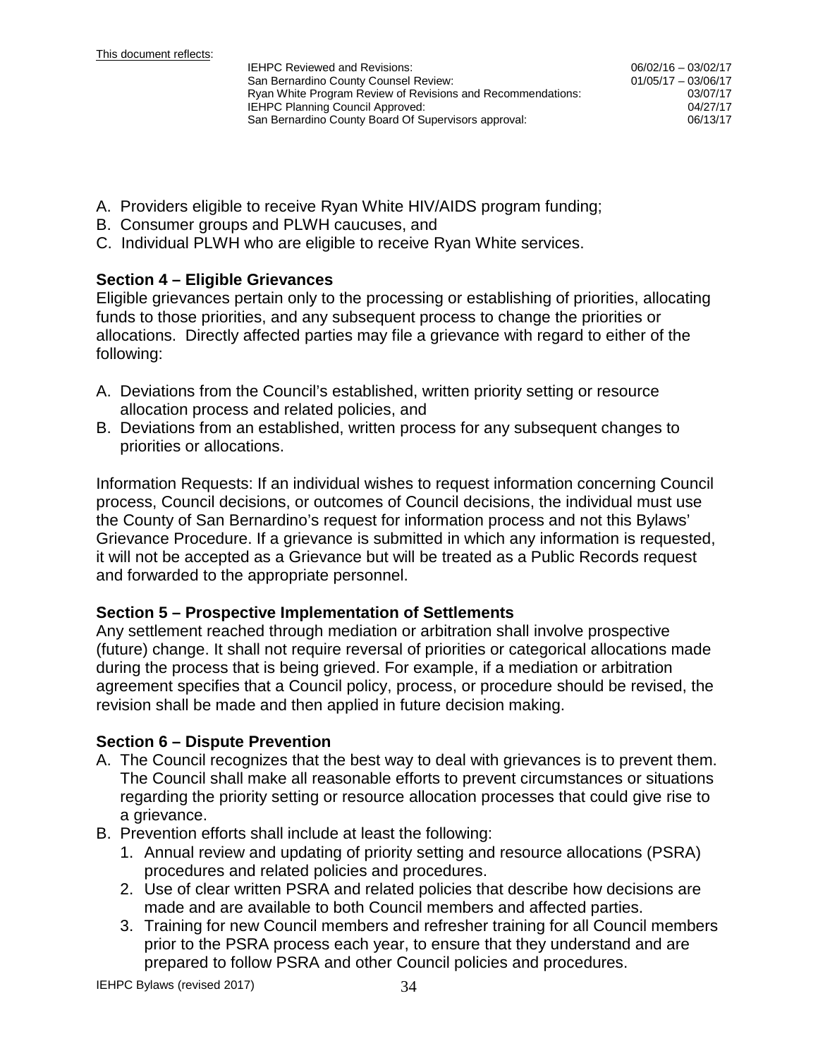This document reflects:

| | |
|---|---|
| IEHPC Reviewed and Revisions: | 06/02/16 – 03/02/17 |
| San Bernardino County Counsel Review: | 01/05/17 – 03/06/17 |
| Ryan White Program Review of Revisions and Recommendations: | 03/07/17 |
| IEHPC Planning Council Approved: | 04/27/17 |
| San Bernardino County Board Of Supervisors approval: | 06/13/17 |

A. Providers eligible to receive Ryan White HIV/AIDS program funding;
B. Consumer groups and PLWH caucuses, and
C. Individual PLWH who are eligible to receive Ryan White services.

**Section 4 – Eligible Grievances**

Eligible grievances pertain only to the processing or establishing of priorities, allocating funds to those priorities, and any subsequent process to change the priorities or allocations. Directly affected parties may file a grievance with regard to either of the following:

A. Deviations from the Council's established, written priority setting or resource allocation process and related policies, and
B. Deviations from an established, written process for any subsequent changes to priorities or allocations.

Information Requests: If an individual wishes to request information concerning Council process, Council decisions, or outcomes of Council decisions, the individual must use the County of San Bernardino's request for information process and not this Bylaws' Grievance Procedure. If a grievance is submitted in which any information is requested, it will not be accepted as a Grievance but will be treated as a Public Records request and forwarded to the appropriate personnel.

**Section 5 – Prospective Implementation of Settlements**

Any settlement reached through mediation or arbitration shall involve prospective (future) change. It shall not require reversal of priorities or categorical allocations made during the process that is being grieved. For example, if a mediation or arbitration agreement specifies that a Council policy, process, or procedure should be revised, the revision shall be made and then applied in future decision making.

**Section 6 – Dispute Prevention**

A. The Council recognizes that the best way to deal with grievances is to prevent them. The Council shall make all reasonable efforts to prevent circumstances or situations regarding the priority setting or resource allocation processes that could give rise to a grievance.
B. Prevention efforts shall include at least the following:
   1. Annual review and updating of priority setting and resource allocations (PSRA) procedures and related policies and procedures.
   2. Use of clear written PSRA and related policies that describe how decisions are made and are available to both Council members and affected parties.
   3. Training for new Council members and refresher training for all Council members prior to the PSRA process each year, to ensure that they understand and are prepared to follow PSRA and other Council policies and procedures.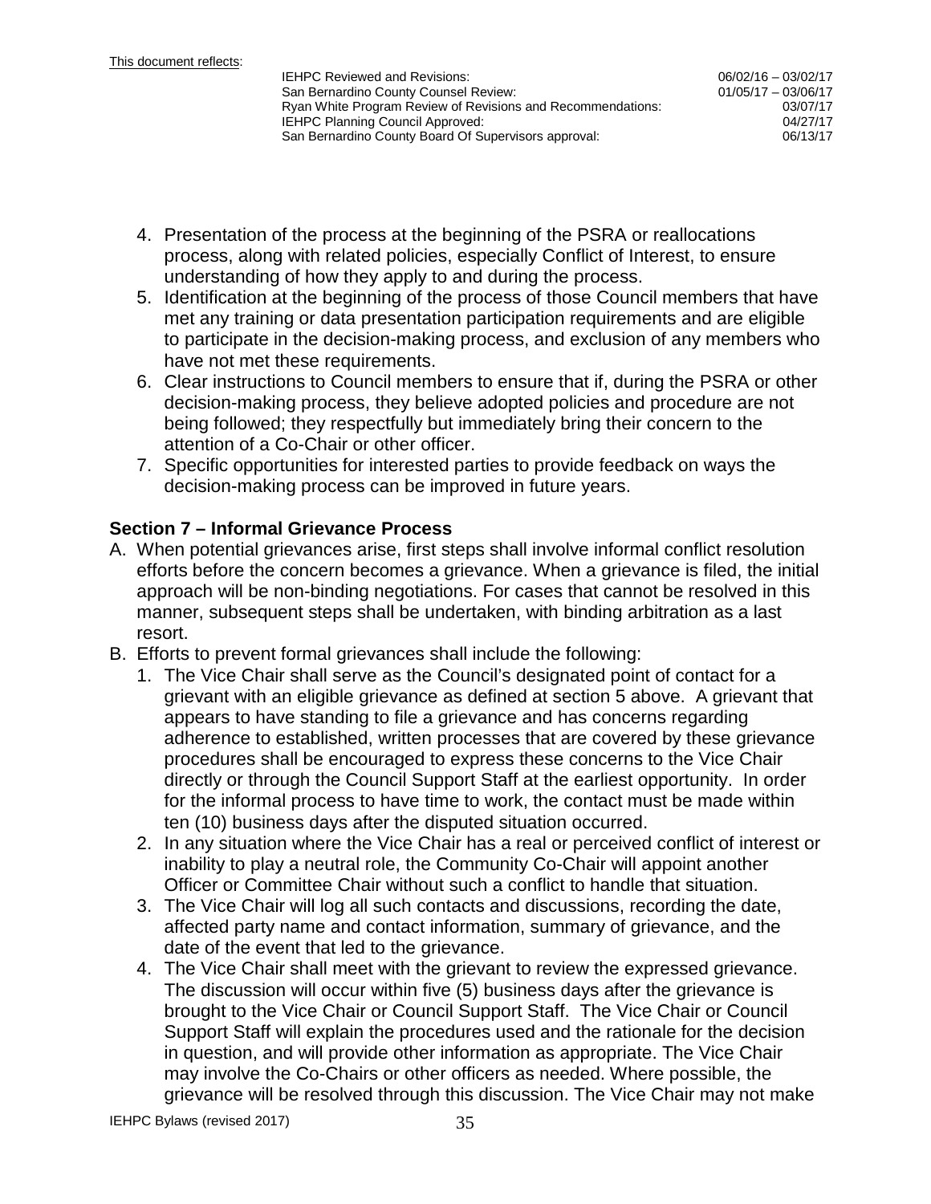This document reflects:

| | |
|---|---|
| IEHPC Reviewed and Revisions: | 06/02/16 – 03/02/17 |
| San Bernardino County Counsel Review: | 01/05/17 – 03/06/17 |
| Ryan White Program Review of Revisions and Recommendations: | 03/07/17 |
| IEHPC Planning Council Approved: | 04/27/17 |
| San Bernardino County Board Of Supervisors approval: | 06/13/17 |

4. Presentation of the process at the beginning of the PSRA or reallocations process, along with related policies, especially Conflict of Interest, to ensure understanding of how they apply to and during the process.
5. Identification at the beginning of the process of those Council members that have met any training or data presentation participation requirements and are eligible to participate in the decision-making process, and exclusion of any members who have not met these requirements.
6. Clear instructions to Council members to ensure that if, during the PSRA or other decision-making process, they believe adopted policies and procedure are not being followed; they respectfully but immediately bring their concern to the attention of a Co-Chair or other officer.
7. Specific opportunities for interested parties to provide feedback on ways the decision-making process can be improved in future years.

### Section 7 – Informal Grievance Process

A. When potential grievances arise, first steps shall involve informal conflict resolution efforts before the concern becomes a grievance. When a grievance is filed, the initial approach will be non-binding negotiations. For cases that cannot be resolved in this manner, subsequent steps shall be undertaken, with binding arbitration as a last resort.

B. Efforts to prevent formal grievances shall include the following:
   1. The Vice Chair shall serve as the Council's designated point of contact for a grievant with an eligible grievance as defined at section 5 above. A grievant that appears to have standing to file a grievance and has concerns regarding adherence to established, written processes that are covered by these grievance procedures shall be encouraged to express these concerns to the Vice Chair directly or through the Council Support Staff at the earliest opportunity. In order for the informal process to have time to work, the contact must be made within ten (10) business days after the disputed situation occurred.
   2. In any situation where the Vice Chair has a real or perceived conflict of interest or inability to play a neutral role, the Community Co-Chair will appoint another Officer or Committee Chair without such a conflict to handle that situation.
   3. The Vice Chair will log all such contacts and discussions, recording the date, affected party name and contact information, summary of grievance, and the date of the event that led to the grievance.
   4. The Vice Chair shall meet with the grievant to review the expressed grievance. The discussion will occur within five (5) business days after the grievance is brought to the Vice Chair or Council Support Staff. The Vice Chair or Council Support Staff will explain the procedures used and the rationale for the decision in question, and will provide other information as appropriate. The Vice Chair may involve the Co-Chairs or other officers as needed. Where possible, the grievance will be resolved through this discussion. The Vice Chair may not make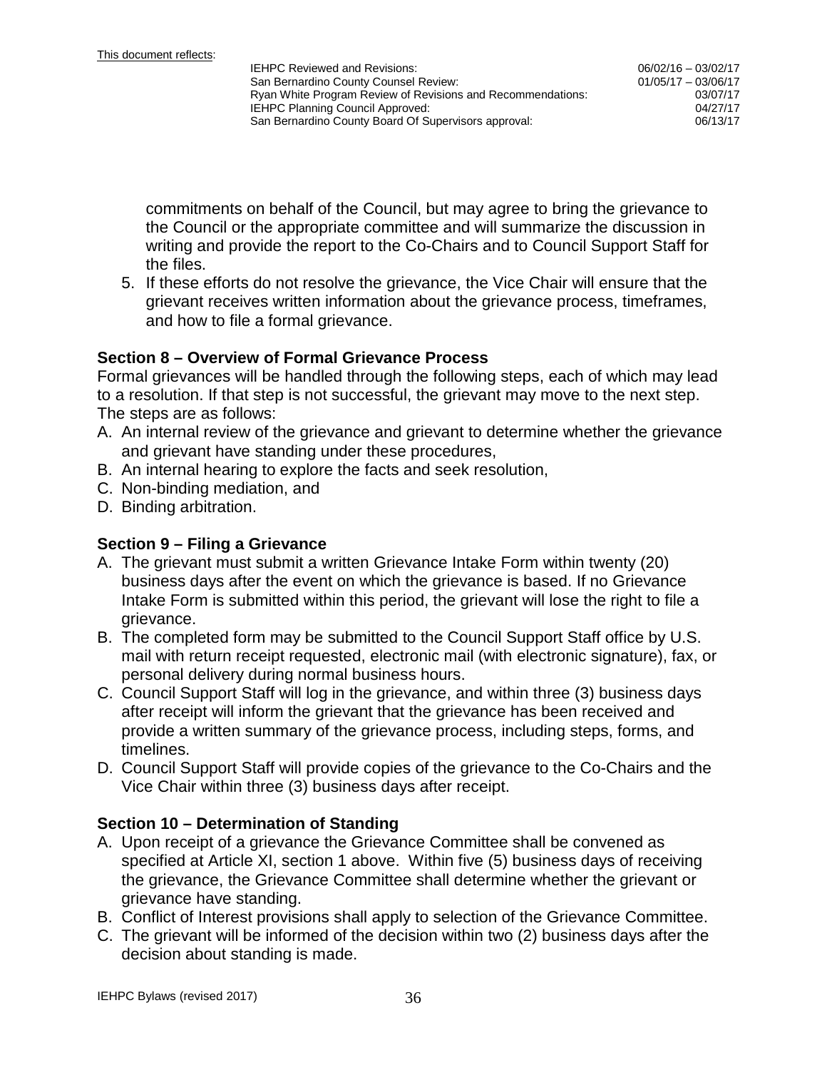commitments on behalf of the Council, but may agree to bring the grievance to the Council or the appropriate committee and will summarize the discussion in writing and provide the report to the Co-Chairs and to Council Support Staff for the files.

5. If these efforts do not resolve the grievance, the Vice Chair will ensure that the grievant receives written information about the grievance process, timeframes, and how to file a formal grievance.

### Section 8 – Overview of Formal Grievance Process

Formal grievances will be handled through the following steps, each of which may lead to a resolution. If that step is not successful, the grievant may move to the next step. The steps are as follows:

A. An internal review of the grievance and grievant to determine whether the grievance and grievant have standing under these procedures,
B. An internal hearing to explore the facts and seek resolution,
C. Non-binding mediation, and
D. Binding arbitration.

### Section 9 – Filing a Grievance

A. The grievant must submit a written Grievance Intake Form within twenty (20) business days after the event on which the grievance is based. If no Grievance Intake Form is submitted within this period, the grievant will lose the right to file a grievance.
B. The completed form may be submitted to the Council Support Staff office by U.S. mail with return receipt requested, electronic mail (with electronic signature), fax, or personal delivery during normal business hours.
C. Council Support Staff will log in the grievance, and within three (3) business days after receipt will inform the grievant that the grievance has been received and provide a written summary of the grievance process, including steps, forms, and timelines.
D. Council Support Staff will provide copies of the grievance to the Co-Chairs and the Vice Chair within three (3) business days after receipt.

### Section 10 – Determination of Standing

A. Upon receipt of a grievance the Grievance Committee shall be convened as specified at Article XI, section 1 above. Within five (5) business days of receiving the grievance, the Grievance Committee shall determine whether the grievant or grievance have standing.
B. Conflict of Interest provisions shall apply to selection of the Grievance Committee.
C. The grievant will be informed of the decision within two (2) business days after the decision about standing is made.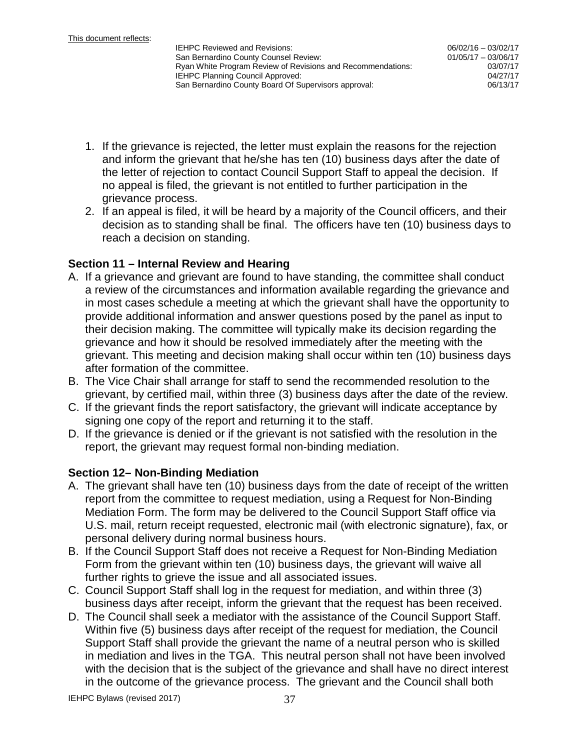1. If the grievance is rejected, the letter must explain the reasons for the rejection and inform the grievant that he/she has ten (10) business days after the date of the letter of rejection to contact Council Support Staff to appeal the decision. If no appeal is filed, the grievant is not entitled to further participation in the grievance process.
2. If an appeal is filed, it will be heard by a majority of the Council officers, and their decision as to standing shall be final. The officers have ten (10) business days to reach a decision on standing.

### Section 11 – Internal Review and Hearing

A. If a grievance and grievant are found to have standing, the committee shall conduct a review of the circumstances and information available regarding the grievance and in most cases schedule a meeting at which the grievant shall have the opportunity to provide additional information and answer questions posed by the panel as input to their decision making. The committee will typically make its decision regarding the grievance and how it should be resolved immediately after the meeting with the grievant. This meeting and decision making shall occur within ten (10) business days after formation of the committee.

B. The Vice Chair shall arrange for staff to send the recommended resolution to the grievant, by certified mail, within three (3) business days after the date of the review.

C. If the grievant finds the report satisfactory, the grievant will indicate acceptance by signing one copy of the report and returning it to the staff.

D. If the grievance is denied or if the grievant is not satisfied with the resolution in the report, the grievant may request formal non-binding mediation.

### Section 12– Non-Binding Mediation

A. The grievant shall have ten (10) business days from the date of receipt of the written report from the committee to request mediation, using a Request for Non-Binding Mediation Form. The form may be delivered to the Council Support Staff office via U.S. mail, return receipt requested, electronic mail (with electronic signature), fax, or personal delivery during normal business hours.

B. If the Council Support Staff does not receive a Request for Non-Binding Mediation Form from the grievant within ten (10) business days, the grievant will waive all further rights to grieve the issue and all associated issues.

C. Council Support Staff shall log in the request for mediation, and within three (3) business days after receipt, inform the grievant that the request has been received.

D. The Council shall seek a mediator with the assistance of the Council Support Staff. Within five (5) business days after receipt of the request for mediation, the Council Support Staff shall provide the grievant the name of a neutral person who is skilled in mediation and lives in the TGA. This neutral person shall not have been involved with the decision that is the subject of the grievance and shall have no direct interest in the outcome of the grievance process. The grievant and the Council shall both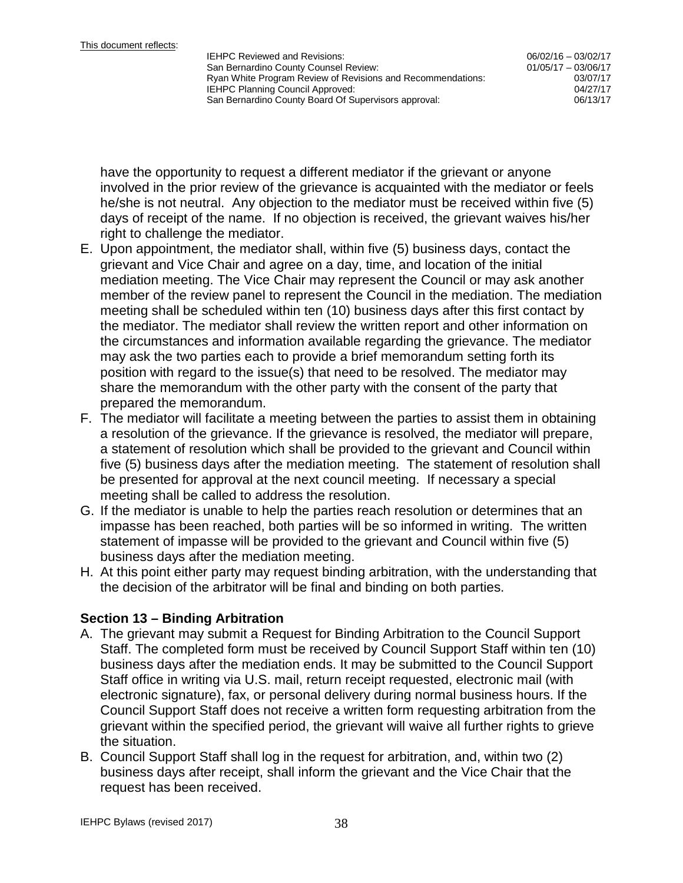have the opportunity to request a different mediator if the grievant or anyone involved in the prior review of the grievance is acquainted with the mediator or feels he/she is not neutral. Any objection to the mediator must be received within five (5) days of receipt of the name. If no objection is received, the grievant waives his/her right to challenge the mediator.

E. Upon appointment, the mediator shall, within five (5) business days, contact the grievant and Vice Chair and agree on a day, time, and location of the initial mediation meeting. The Vice Chair may represent the Council or may ask another member of the review panel to represent the Council in the mediation. The mediation meeting shall be scheduled within ten (10) business days after this first contact by the mediator. The mediator shall review the written report and other information on the circumstances and information available regarding the grievance. The mediator may ask the two parties each to provide a brief memorandum setting forth its position with regard to the issue(s) that need to be resolved. The mediator may share the memorandum with the other party with the consent of the party that prepared the memorandum.
F. The mediator will facilitate a meeting between the parties to assist them in obtaining a resolution of the grievance. If the grievance is resolved, the mediator will prepare, a statement of resolution which shall be provided to the grievant and Council within five (5) business days after the mediation meeting. The statement of resolution shall be presented for approval at the next council meeting. If necessary a special meeting shall be called to address the resolution.
G. If the mediator is unable to help the parties reach resolution or determines that an impasse has been reached, both parties will be so informed in writing. The written statement of impasse will be provided to the grievant and Council within five (5) business days after the mediation meeting.
H. At this point either party may request binding arbitration, with the understanding that the decision of the arbitrator will be final and binding on both parties.

## Section 13 – Binding Arbitration

A. The grievant may submit a Request for Binding Arbitration to the Council Support Staff. The completed form must be received by Council Support Staff within ten (10) business days after the mediation ends. It may be submitted to the Council Support Staff office in writing via U.S. mail, return receipt requested, electronic mail (with electronic signature), fax, or personal delivery during normal business hours. If the Council Support Staff does not receive a written form requesting arbitration from the grievant within the specified period, the grievant will waive all further rights to grieve the situation.
B. Council Support Staff shall log in the request for arbitration, and, within two (2) business days after receipt, shall inform the grievant and the Vice Chair that the request has been received.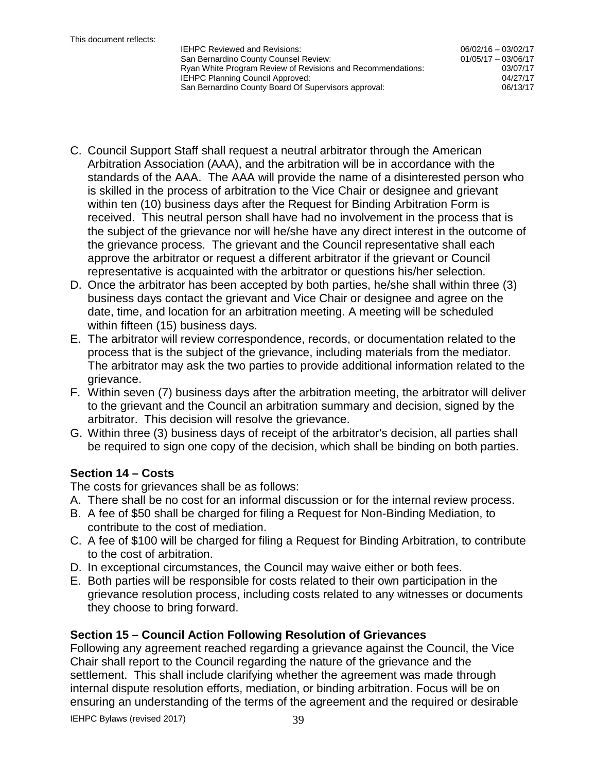C. Council Support Staff shall request a neutral arbitrator through the American Arbitration Association (AAA), and the arbitration will be in accordance with the standards of the AAA. The AAA will provide the name of a disinterested person who is skilled in the process of arbitration to the Vice Chair or designee and grievant within ten (10) business days after the Request for Binding Arbitration Form is received. This neutral person shall have had no involvement in the process that is the subject of the grievance nor will he/she have any direct interest in the outcome of the grievance process. The grievant and the Council representative shall each approve the arbitrator or request a different arbitrator if the grievant or Council representative is acquainted with the arbitrator or questions his/her selection.
D. Once the arbitrator has been accepted by both parties, he/she shall within three (3) business days contact the grievant and Vice Chair or designee and agree on the date, time, and location for an arbitration meeting. A meeting will be scheduled within fifteen (15) business days.
E. The arbitrator will review correspondence, records, or documentation related to the process that is the subject of the grievance, including materials from the mediator. The arbitrator may ask the two parties to provide additional information related to the grievance.
F. Within seven (7) business days after the arbitration meeting, the arbitrator will deliver to the grievant and the Council an arbitration summary and decision, signed by the arbitrator. This decision will resolve the grievance.
G. Within three (3) business days of receipt of the arbitrator's decision, all parties shall be required to sign one copy of the decision, which shall be binding on both parties.

### Section 14 – Costs

The costs for grievances shall be as follows:

A. There shall be no cost for an informal discussion or for the internal review process.
B. A fee of $50 shall be charged for filing a Request for Non-Binding Mediation, to contribute to the cost of mediation.
C. A fee of $100 will be charged for filing a Request for Binding Arbitration, to contribute to the cost of arbitration.
D. In exceptional circumstances, the Council may waive either or both fees.
E. Both parties will be responsible for costs related to their own participation in the grievance resolution process, including costs related to any witnesses or documents they choose to bring forward.

### Section 15 – Council Action Following Resolution of Grievances

Following any agreement reached regarding a grievance against the Council, the Vice Chair shall report to the Council regarding the nature of the grievance and the settlement. This shall include clarifying whether the agreement was made through internal dispute resolution efforts, mediation, or binding arbitration. Focus will be on ensuring an understanding of the terms of the agreement and the required or desirable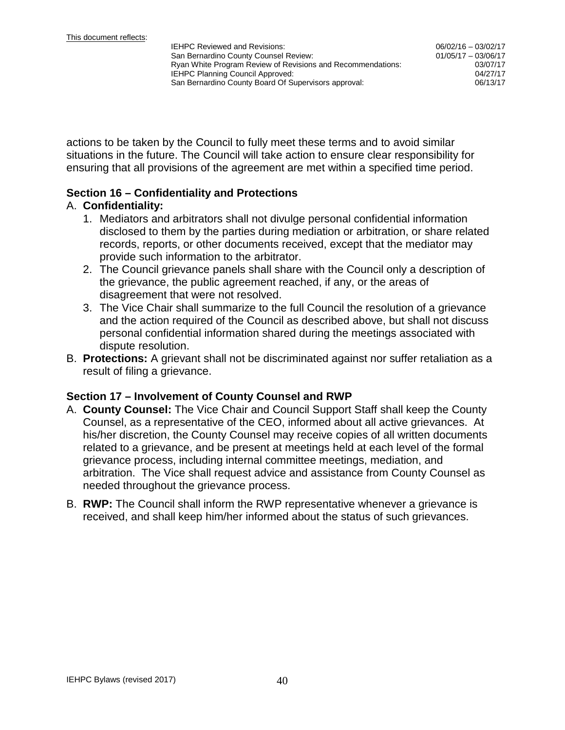This document reflects:

| | |
|---|---|
| IEHPC Reviewed and Revisions: | 06/02/16 – 03/02/17 |
| San Bernardino County Counsel Review: | 01/05/17 – 03/06/17 |
| Ryan White Program Review of Revisions and Recommendations: | 03/07/17 |
| IEHPC Planning Council Approved: | 04/27/17 |
| San Bernardino County Board Of Supervisors approval: | 06/13/17 |

actions to be taken by the Council to fully meet these terms and to avoid similar situations in the future. The Council will take action to ensure clear responsibility for ensuring that all provisions of the agreement are met within a specified time period.

### Section 16 – Confidentiality and Protections

A. **Confidentiality:**
   1. Mediators and arbitrators shall not divulge personal confidential information disclosed to them by the parties during mediation or arbitration, or share related records, reports, or other documents received, except that the mediator may provide such information to the arbitrator.
   2. The Council grievance panels shall share with the Council only a description of the grievance, the public agreement reached, if any, or the areas of disagreement that were not resolved.
   3. The Vice Chair shall summarize to the full Council the resolution of a grievance and the action required of the Council as described above, but shall not discuss personal confidential information shared during the meetings associated with dispute resolution.

B. **Protections:** A grievant shall not be discriminated against nor suffer retaliation as a result of filing a grievance.

### Section 17 – Involvement of County Counsel and RWP

A. **County Counsel:** The Vice Chair and Council Support Staff shall keep the County Counsel, as a representative of the CEO, informed about all active grievances. At his/her discretion, the County Counsel may receive copies of all written documents related to a grievance, and be present at meetings held at each level of the formal grievance process, including internal committee meetings, mediation, and arbitration. The Vice shall request advice and assistance from County Counsel as needed throughout the grievance process.

B. **RWP:** The Council shall inform the RWP representative whenever a grievance is received, and shall keep him/her informed about the status of such grievances.